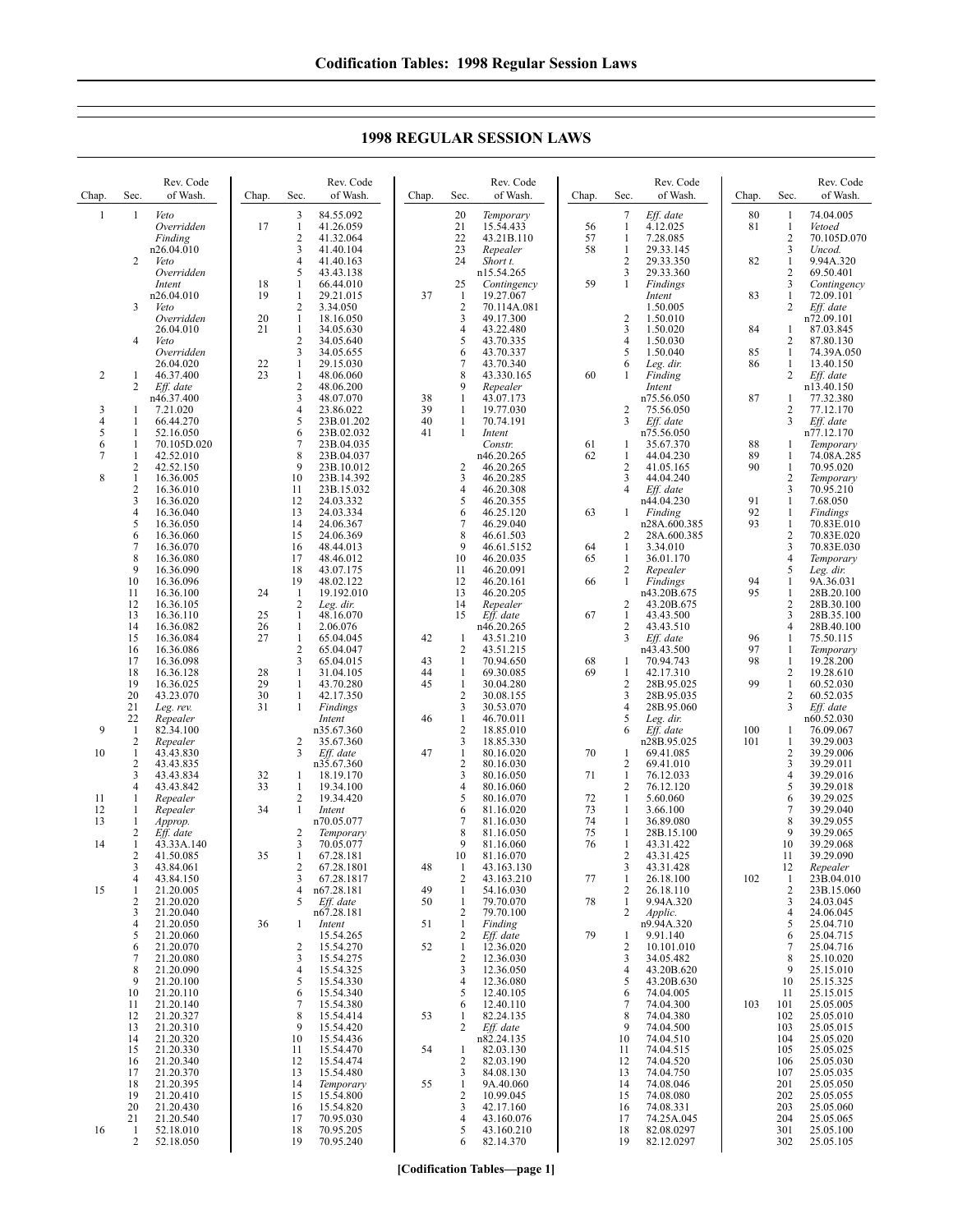## 1998 REGULAR SESSION LAWS

| Chap. | Sec. | Rev. Code of Wash. |
|---|---|---|
| 1 | 1 | *Veto Overridden* |
| | | *Finding* |
| | | n26.04.010 |
| | 2 | *Veto Overridden* |
| | | *Intent* |
| | | n26.04.010 |
| | 3 | *Veto Overridden* |
| | | 26.04.010 |
| | 4 | *Veto Overridden* |
| | | 26.04.020 |
| 2 | 1 | 46.37.400 |
| | 2 | *Eff. date* |
| | | n46.37.400 |
| 3 | 1 | 7.21.020 |
| 4 | 1 | 66.44.270 |
| 5 | 1 | 52.16.050 |
| 6 | 1 | 70.105D.020 |
| 7 | 1 | 42.52.010 |
| | 2 | 42.52.150 |
| 8 | 1 | 16.36.005 |
| | 2 | 16.36.010 |
| | 3 | 16.36.020 |
| | 4 | 16.36.040 |
| | 5 | 16.36.050 |
| | 6 | 16.36.060 |
| | 7 | 16.36.070 |
| | 8 | 16.36.080 |
| | 9 | 16.36.090 |
| | 10 | 16.36.096 |
| | 11 | 16.36.100 |
| | 12 | 16.36.105 |
| | 13 | 16.36.110 |
| | 14 | 16.36.082 |
| | 15 | 16.36.084 |
| | 16 | 16.36.086 |
| | 17 | 16.36.098 |
| | 18 | 16.36.128 |
| | 19 | 16.36.025 |
| | 20 | 43.23.070 |
| | 21 | *Leg. rev.* |
| | 22 | *Repealer* |
| 9 | 1 | 82.34.100 |
| | 2 | *Repealer* |
| 10 | 1 | 43.43.830 |
| | 2 | 43.43.835 |
| | 3 | 43.43.834 |
| | 4 | 43.43.842 |
| 11 | 1 | *Repealer* |
| 12 | 1 | *Repealer* |
| 13 | 1 | *Approp.* |
| | 2 | *Eff. date* |
| 14 | 1 | 43.33A.140 |
| | 2 | 41.50.085 |
| | 3 | 43.84.061 |
| | 4 | 43.84.150 |
| 15 | 1 | 21.20.005 |
| | 2 | 21.20.020 |
| | 3 | 21.20.040 |
| | 4 | 21.20.050 |
| | 5 | 21.20.060 |
| | 6 | 21.20.070 |
| | 7 | 21.20.080 |
| | 8 | 21.20.090 |
| | 9 | 21.20.100 |
| | 10 | 21.20.110 |
| | 11 | 21.20.140 |
| | 12 | 21.20.327 |
| | 13 | 21.20.310 |
| | 14 | 21.20.320 |
| | 15 | 21.20.330 |
| | 16 | 21.20.340 |
| | 17 | 21.20.370 |
| | 18 | 21.20.395 |
| | 19 | 21.20.410 |
| | 20 | 21.20.430 |
| | 21 | 21.20.540 |
| 16 | 1 | 52.18.010 |
| | 2 | 52.18.050 |
| | 3 | 84.55.092 |
| 17 | 1 | 41.26.059 |
| | 2 | 41.32.064 |
| | 3 | 41.40.104 |
| | 4 | 41.40.163 |
| | 5 | 43.43.138 |
| 18 | 1 | 66.44.010 |
| 19 | 1 | 29.21.015 |
| | 2 | 3.34.050 |
| 20 | 1 | 18.16.050 |
| 21 | 1 | 34.05.630 |
| | 2 | 34.05.640 |
| | 3 | 34.05.655 |
| 22 | 1 | 29.15.030 |
| 23 | 1 | 48.06.060 |
| | 2 | 48.06.200 |
| | 3 | 48.07.070 |
| | 4 | 23.86.022 |
| | 5 | 23B.01.202 |
| | 6 | 23B.02.032 |
| | 7 | 23B.04.035 |
| | 8 | 23B.04.037 |
| | 9 | 23B.10.012 |
| | 10 | 23B.14.392 |
| | 11 | 23B.15.032 |
| | 12 | 24.03.332 |
| | 13 | 24.03.334 |
| | 14 | 24.06.367 |
| | 15 | 24.06.369 |
| | 16 | 48.44.013 |
| | 17 | 48.46.012 |
| | 18 | 43.07.175 |
| | 19 | 48.02.122 |
| 24 | 1 | 19.192.010 |
| | 2 | *Leg. dir.* |
| 25 | 1 | 48.16.070 |
| 26 | 1 | 2.06.076 |
| 27 | 1 | 65.04.045 |
| | 2 | 65.04.047 |
| | 3 | 65.04.015 |
| 28 | 1 | 31.04.105 |
| 29 | 1 | 43.70.280 |
| 30 | 1 | 42.17.350 |
| 31 | 1 | *Findings* |
| | | *Intent* |
| | | n35.67.360 |
| | 2 | 35.67.360 |
| | 3 | *Eff. date* |
| | | n35.67.360 |
| 32 | 1 | 18.19.170 |
| 33 | 1 | 19.34.100 |
| | 2 | 19.34.420 |
| 34 | 1 | *Intent* |
| | | n70.05.077 |
| | 2 | *Temporary* |
| | 3 | 70.05.077 |
| 35 | 1 | 67.28.181 |
| | 2 | 67.28.1801 |
| | 3 | 67.28.1817 |
| | 4 | n67.28.181 |
| | 5 | *Eff. date* |
| | | n67.28.181 |
| 36 | 1 | *Intent* |
| | | 15.54.265 |
| | 2 | 15.54.270 |
| | 3 | 15.54.275 |
| | 4 | 15.54.325 |
| | 5 | 15.54.330 |
| | 6 | 15.54.340 |
| | 7 | 15.54.380 |
| | 8 | 15.54.414 |
| | 9 | 15.54.420 |
| | 10 | 15.54.436 |
| | 11 | 15.54.470 |
| | 12 | 15.54.474 |
| | 13 | 15.54.480 |
| | 14 | *Temporary* |
| | 15 | 15.54.800 |
| | 16 | 15.54.820 |
| | 17 | 70.95.030 |
| | 18 | 70.95.205 |
| | 19 | 70.95.240 |
| | 20 | *Temporary* |
| | 21 | 15.54.433 |
| | 22 | 43.21B.110 |
| | 23 | *Repealer* |
| | 24 | *Short t.* |
| | | n15.54.265 |
| | 25 | *Contingency* |
| 37 | 1 | 19.27.067 |
| | 2 | 70.114A.081 |
| | 3 | 49.17.300 |
| | 4 | 43.22.480 |
| | 5 | 43.70.335 |
| | 6 | 43.70.337 |
| | 7 | 43.70.340 |
| | 8 | 43.330.165 |
| | 9 | *Repealer* |
| 38 | 1 | 43.07.173 |
| 39 | 1 | 19.77.030 |
| 40 | 1 | 70.74.191 |
| 41 | 1 | *Intent* |
| | | *Constr.* |
| | | n46.20.265 |
| | 2 | 46.20.265 |
| | 3 | 46.20.285 |
| | 4 | 46.20.308 |
| | 5 | 46.20.355 |
| | 6 | 46.25.120 |
| | 7 | 46.29.040 |
| | 8 | 46.61.503 |
| | 9 | 46.61.5152 |
| | 10 | 46.20.035 |
| | 11 | 46.20.091 |
| | 12 | 46.20.161 |
| | 13 | 46.20.205 |
| | 14 | *Repealer* |
| | 15 | *Eff. date* |
| | | n46.20.265 |
| 42 | 1 | 43.51.210 |
| | 2 | 43.51.215 |
| 43 | 1 | 70.94.650 |
| 44 | 1 | 69.30.085 |
| 45 | 1 | 30.04.280 |
| | 2 | 30.08.155 |
| | 3 | 30.53.070 |
| 46 | 1 | 46.70.011 |
| | 2 | 18.85.010 |
| | 3 | 18.85.330 |
| 47 | 1 | 80.16.020 |
| | 2 | 80.16.030 |
| | 3 | 80.16.050 |
| | 4 | 80.16.060 |
| | 5 | 80.16.070 |
| | 6 | 81.16.020 |
| | 7 | 81.16.030 |
| | 8 | 81.16.050 |
| | 9 | 81.16.060 |
| | 10 | 81.16.070 |
| 48 | 1 | 43.163.130 |
| | 2 | 43.163.210 |
| 49 | 1 | 54.16.030 |
| 50 | 1 | 79.70.070 |
| | 2 | 79.70.100 |
| 51 | 1 | *Finding* |
| | 2 | *Eff. date* |
| 52 | 1 | 12.36.020 |
| | 2 | 12.36.030 |
| | 3 | 12.36.050 |
| | 4 | 12.36.080 |
| | 5 | 12.40.105 |
| | 6 | 12.40.110 |
| 53 | 1 | 82.24.135 |
| | 2 | *Eff. date* |
| | | n82.24.135 |
| 54 | 1 | 82.03.130 |
| | 2 | 82.03.190 |
| | 3 | 84.08.130 |
| 55 | 1 | 9A.40.060 |
| | 2 | 10.99.045 |
| | 3 | 42.17.160 |
| | 4 | 43.160.076 |
| | 5 | 43.160.210 |
| | 6 | 82.14.370 |
| | 7 | *Eff. date* |
| 56 | 1 | 4.12.025 |
| 57 | 1 | 7.28.085 |
| 58 | 1 | 29.33.145 |
| | 2 | 29.33.350 |
| | 3 | 29.33.360 |
| 59 | 1 | *Findings* |
| | | *Intent* |
| | | 1.50.005 |
| | 2 | 1.50.010 |
| | 3 | 1.50.020 |
| | 4 | 1.50.030 |
| | 5 | 1.50.040 |
| | 6 | *Leg. dir.* |
| 60 | 1 | *Finding* |
| | | *Intent* |
| | | n75.56.050 |
| | 2 | 75.56.050 |
| | 3 | *Eff. date* |
| | | n75.56.050 |
| 61 | 1 | 35.67.370 |
| 62 | 1 | 44.04.230 |
| | 2 | 41.05.165 |
| | 3 | 44.04.240 |
| | 4 | *Eff. date* |
| | | n44.04.230 |
| 63 | 1 | *Finding* |
| | | n28A.600.385 |
| | 2 | 28A.600.385 |
| 64 | 1 | 3.34.010 |
| 65 | 1 | 36.01.170 |
| | 2 | *Repealer* |
| 66 | 1 | *Findings* |
| | | n43.20B.675 |
| | 2 | 43.20B.675 |
| 67 | 1 | 43.43.500 |
| | 2 | 43.43.510 |
| | 3 | *Eff. date* |
| | | n43.43.500 |
| 68 | 1 | 70.94.743 |
| 69 | 1 | 42.17.310 |
| | 2 | 28B.95.025 |
| | 3 | 28B.95.035 |
| | 4 | 28B.95.060 |
| | 5 | *Leg. dir.* |
| | 6 | *Eff. date* |
| | | n28B.95.025 |
| 70 | 1 | 69.41.085 |
| | 2 | 69.41.010 |
| 71 | 1 | 76.12.033 |
| | 2 | 76.12.120 |
| 72 | 1 | 5.60.060 |
| 73 | 1 | 3.66.100 |
| 74 | 1 | 36.89.080 |
| 75 | 1 | 28B.15.100 |
| 76 | 1 | 43.31.422 |
| | 2 | 43.31.425 |
| | 3 | 43.31.428 |
| 77 | 1 | 26.18.100 |
| | 2 | 26.18.110 |
| 78 | 1 | 9.94A.320 |
| | 2 | *Applic.* |
| | | n9.94A.320 |
| 79 | 1 | 9.91.140 |
| | 2 | 10.101.010 |
| | 3 | 34.05.482 |
| | 4 | 43.20B.620 |
| | 5 | 43.20B.630 |
| | 6 | 74.04.005 |
| | 7 | 74.04.300 |
| | 8 | 74.04.380 |
| | 9 | 74.04.500 |
| | 10 | 74.04.510 |
| | 11 | 74.04.515 |
| | 12 | 74.04.520 |
| | 13 | 74.04.750 |
| | 14 | 74.08.046 |
| | 15 | 74.08.080 |
| | 16 | 74.08.331 |
| | 17 | 74.25A.045 |
| | 18 | 82.08.0297 |
| | 19 | 82.12.0297 |
| 80 | 1 | 74.04.005 |
| 81 | 1 | *Vetoed* |
| | 2 | 70.105D.070 |
| | 3 | *Uncod.* |
| 82 | 1 | 9.94A.320 |
| | 2 | 69.50.401 |
| | 3 | *Contingency* |
| 83 | 1 | 72.09.101 |
| | 2 | *Eff. date* |
| | | n72.09.101 |
| 84 | 1 | 87.03.845 |
| | 2 | 87.80.130 |
| 85 | 1 | 74.39A.050 |
| 86 | 1 | 13.40.150 |
| | 2 | *Eff. date* |
| | | n13.40.150 |
| 87 | 1 | 77.32.380 |
| | 2 | 77.12.170 |
| | 3 | *Eff. date* |
| | | n77.12.170 |
| 88 | 1 | *Temporary* |
| 89 | 1 | 74.08A.285 |
| 90 | 1 | 70.95.020 |
| | 2 | *Temporary* |
| | 3 | 70.95.210 |
| 91 | 1 | 7.68.050 |
| 92 | 1 | *Findings* |
| 93 | 1 | 70.83E.010 |
| | 2 | 70.83E.020 |
| | 3 | 70.83E.030 |
| | 4 | *Temporary* |
| | 5 | *Leg. dir.* |
| 94 | 1 | 9A.36.031 |
| 95 | 1 | 28B.20.100 |
| | 2 | 28B.30.100 |
| | 3 | 28B.35.100 |
| | 4 | 28B.40.100 |
| 96 | 1 | 75.50.115 |
| 97 | 1 | *Temporary* |
| 98 | 1 | 19.28.200 |
| | 2 | 19.28.610 |
| 99 | 1 | 60.52.030 |
| | 2 | 60.52.035 |
| | 3 | *Eff. date* |
| | | n60.52.030 |
| 100 | 1 | 76.09.067 |
| 101 | 1 | 39.29.003 |
| | 2 | 39.29.006 |
| | 3 | 39.29.011 |
| | 4 | 39.29.016 |
| | 5 | 39.29.018 |
| | 6 | 39.29.025 |
| | 7 | 39.29.040 |
| | 8 | 39.29.055 |
| | 9 | 39.29.065 |
| | 10 | 39.29.068 |
| | 11 | 39.29.090 |
| | 12 | *Repealer* |
| 102 | 1 | 23B.04.010 |
| | 2 | 23B.15.060 |
| | 3 | 24.03.045 |
| | 4 | 24.06.045 |
| | 5 | 25.04.710 |
| | 6 | 25.04.715 |
| | 7 | 25.04.716 |
| | 8 | 25.10.020 |
| | 9 | 25.15.010 |
| | 10 | 25.15.325 |
| | 11 | 25.15.015 |
| 103 | 101 | 25.05.005 |
| | 102 | 25.05.010 |
| | 103 | 25.05.015 |
| | 104 | 25.05.020 |
| | 105 | 25.05.025 |
| | 106 | 25.05.030 |
| | 107 | 25.05.035 |
| | 201 | 25.05.050 |
| | 202 | 25.05.055 |
| | 203 | 25.05.060 |
| | 204 | 25.05.065 |
| | 301 | 25.05.100 |
| | 302 | 25.05.105 |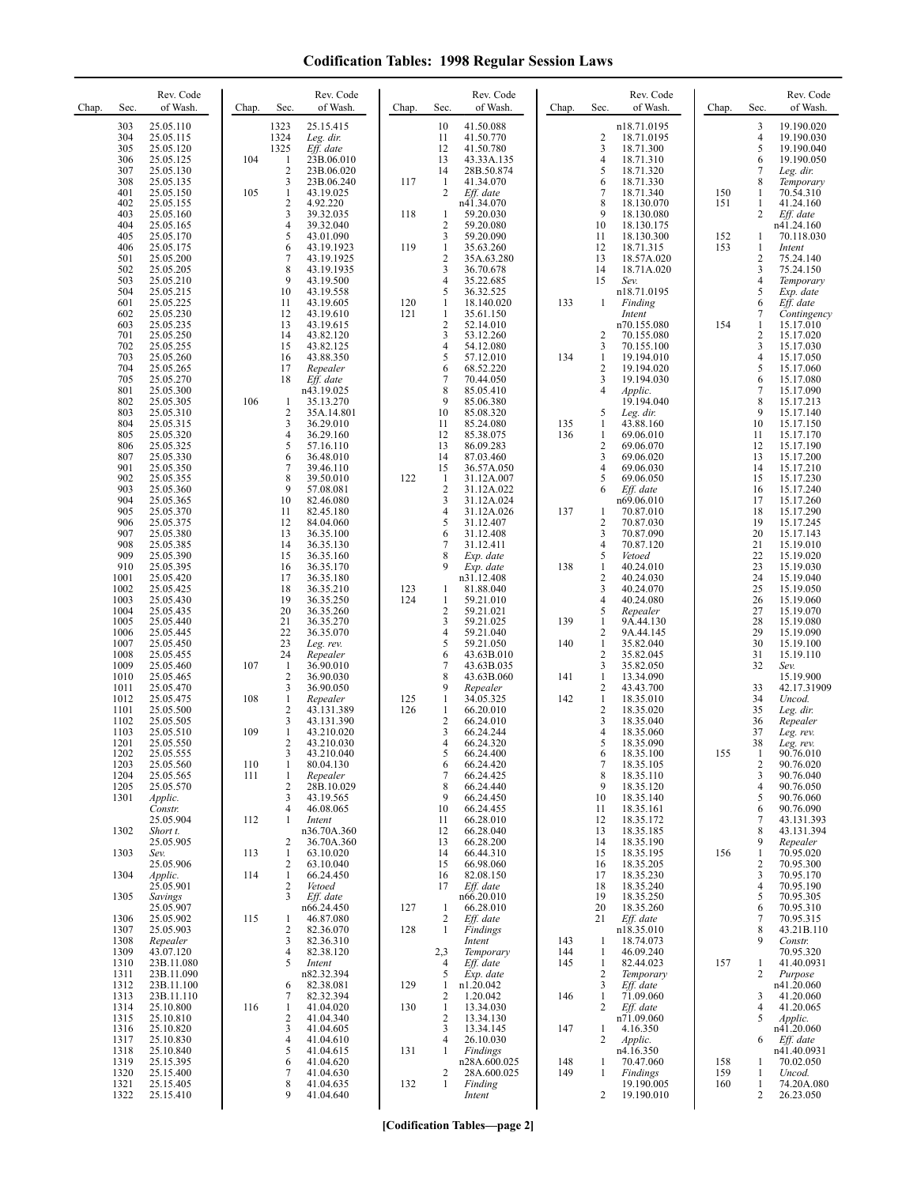# Codification Tables: 1998 Regular Session Laws

| Chap. | Sec. | Rev. Code of Wash. |
|---|---|---|
| | 303 | 25.05.110 |
| | 304 | 25.05.115 |
| | 305 | 25.05.120 |
| | 306 | 25.05.125 |
| | 307 | 25.05.130 |
| | 308 | 25.05.135 |
| | 401 | 25.05.150 |
| | 402 | 25.05.155 |
| | 403 | 25.05.160 |
| | 404 | 25.05.165 |
| | 405 | 25.05.170 |
| | 406 | 25.05.175 |
| | 501 | 25.05.200 |
| | 502 | 25.05.205 |
| | 503 | 25.05.210 |
| | 504 | 25.05.215 |
| | 601 | 25.05.225 |
| | 602 | 25.05.230 |
| | 603 | 25.05.235 |
| | 701 | 25.05.250 |
| | 702 | 25.05.255 |
| | 703 | 25.05.260 |
| | 704 | 25.05.265 |
| | 705 | 25.05.270 |
| | 801 | 25.05.300 |
| | 802 | 25.05.305 |
| | 803 | 25.05.310 |
| | 804 | 25.05.315 |
| | 805 | 25.05.320 |
| | 806 | 25.05.325 |
| | 807 | 25.05.330 |
| | 901 | 25.05.350 |
| | 902 | 25.05.355 |
| | 903 | 25.05.360 |
| | 904 | 25.05.365 |
| | 905 | 25.05.370 |
| | 906 | 25.05.375 |
| | 907 | 25.05.380 |
| | 908 | 25.05.385 |
| | 909 | 25.05.390 |
| | 910 | 25.05.395 |
| | 1001 | 25.05.420 |
| | 1002 | 25.05.425 |
| | 1003 | 25.05.430 |
| | 1004 | 25.05.435 |
| | 1005 | 25.05.440 |
| | 1006 | 25.05.445 |
| | 1007 | 25.05.450 |
| | 1008 | 25.05.455 |
| | 1009 | 25.05.460 |
| | 1010 | 25.05.465 |
| | 1011 | 25.05.470 |
| | 1012 | 25.05.475 |
| | 1101 | 25.05.500 |
| | 1102 | 25.05.505 |
| | 1103 | 25.05.510 |
| | 1201 | 25.05.550 |
| | 1202 | 25.05.555 |
| | 1203 | 25.05.560 |
| | 1204 | 25.05.565 |
| | 1205 | 25.05.570 |
| | 1301 | *Applic.* |
| | | *Constr.* |
| | | 25.05.904 |
| | 1302 | *Short t.* |
| | | 25.05.905 |
| | 1303 | *Sev.* |
| | | 25.05.906 |
| | 1304 | *Applic.* |
| | | 25.05.901 |
| | 1305 | *Savings* |
| | | 25.05.907 |
| | 1306 | 25.05.902 |
| | 1307 | 25.05.903 |
| | 1308 | *Repealer* |
| | 1309 | 43.07.120 |
| | 1310 | 23B.11.080 |
| | 1311 | 23B.11.090 |
| | 1312 | 23B.11.100 |
| | 1313 | 23B.11.110 |
| | 1314 | 25.10.800 |
| | 1315 | 25.10.810 |
| | 1316 | 25.10.820 |
| | 1317 | 25.10.830 |
| | 1318 | 25.10.840 |
| | 1319 | 25.15.395 |
| | 1320 | 25.15.400 |
| | 1321 | 25.15.405 |
| | 1322 | 25.15.410 |
| | 1323 | 25.15.415 |
| | 1324 | *Leg. dir.* |
| | 1325 | *Eff. date* |
| 104 | 1 | 23B.06.010 |
| | 2 | 23B.06.020 |
| | 3 | 23B.06.240 |
| 105 | 1 | 43.19.025 |
| | 2 | 4.92.220 |
| | 3 | 39.32.035 |
| | 4 | 39.32.040 |
| | 5 | 43.01.090 |
| | 6 | 43.19.1923 |
| | 7 | 43.19.1925 |
| | 8 | 43.19.1935 |
| | 9 | 43.19.500 |
| | 10 | 43.19.558 |
| | 11 | 43.19.605 |
| | 12 | 43.19.610 |
| | 13 | 43.19.615 |
| | 14 | 43.82.120 |
| | 15 | 43.82.125 |
| | 16 | 43.88.350 |
| | 17 | *Repealer* |
| | 18 | *Eff. date* |
| | | n43.19.025 |
| 106 | 1 | 35.13.270 |
| | 2 | 35A.14.801 |
| | 3 | 36.29.010 |
| | 4 | 36.29.160 |
| | 5 | 57.16.110 |
| | 6 | 36.48.010 |
| | 7 | 39.46.110 |
| | 8 | 39.50.010 |
| | 9 | 57.08.081 |
| | 10 | 82.46.080 |
| | 11 | 82.45.180 |
| | 12 | 84.04.060 |
| | 13 | 36.35.100 |
| | 14 | 36.35.130 |
| | 15 | 36.35.160 |
| | 16 | 36.35.170 |
| | 17 | 36.35.180 |
| | 18 | 36.35.210 |
| | 19 | 36.35.250 |
| | 20 | 36.35.260 |
| | 21 | 36.35.270 |
| | 22 | 36.35.070 |
| | 23 | *Leg. rev.* |
| | 24 | *Repealer* |
| 107 | 1 | 36.90.010 |
| | 2 | 36.90.030 |
| | 3 | 36.90.050 |
| 108 | 1 | *Repealer* |
| | 2 | 43.131.389 |
| | 3 | 43.131.390 |
| 109 | 1 | 43.210.020 |
| | 2 | 43.210.030 |
| | 3 | 43.210.040 |
| 110 | 1 | 80.04.130 |
| 111 | 1 | *Repealer* |
| | 2 | 28B.10.029 |
| | 3 | 43.19.565 |
| | 4 | 46.08.065 |
| 112 | 1 | *Intent* |
| | | n36.70A.360 |
| | 2 | 36.70A.360 |
| 113 | 1 | 63.10.020 |
| | 2 | 63.10.040 |
| 114 | 1 | 66.24.450 |
| | 2 | *Vetoed* |
| | 3 | *Eff. date* |
| | | n66.24.450 |
| 115 | 1 | 46.87.080 |
| | 2 | 82.36.070 |
| | 3 | 82.36.310 |
| | 4 | 82.38.120 |
| | 5 | *Intent* |
| | | n82.32.394 |
| | 6 | 82.38.081 |
| | 7 | 82.32.394 |
| 116 | 1 | 41.04.020 |
| | 2 | 41.04.340 |
| | 3 | 41.04.605 |
| | 4 | 41.04.610 |
| | 5 | 41.04.615 |
| | 6 | 41.04.620 |
| | 7 | 41.04.630 |
| | 8 | 41.04.635 |
| | 9 | 41.04.640 |
| | 10 | 41.50.088 |
| | 11 | 41.50.770 |
| | 12 | 41.50.780 |
| | 13 | 43.33A.135 |
| | 14 | 28B.50.874 |
| 117 | 1 | 41.34.070 |
| | 2 | *Eff. date* |
| | | n41.34.070 |
| 118 | 1 | 59.20.030 |
| | 2 | 59.20.080 |
| | 3 | 59.20.090 |
| 119 | 1 | 35.63.260 |
| | 2 | 35A.63.280 |
| | 3 | 36.70.678 |
| | 4 | 35.22.685 |
| | 5 | 36.32.525 |
| 120 | 1 | 18.140.020 |
| 121 | 1 | 35.61.150 |
| | 2 | 52.14.010 |
| | 3 | 53.12.260 |
| | 4 | 54.12.080 |
| | 5 | 57.12.010 |
| | 6 | 68.52.220 |
| | 7 | 70.44.050 |
| | 8 | 85.05.410 |
| | 9 | 85.06.380 |
| | 10 | 85.08.320 |
| | 11 | 85.24.080 |
| | 12 | 85.38.075 |
| | 13 | 86.09.283 |
| | 14 | 87.03.460 |
| | 15 | 36.57A.050 |
| 122 | 1 | 31.12A.007 |
| | 2 | 31.12A.022 |
| | 3 | 31.12A.024 |
| | 4 | 31.12A.026 |
| | 5 | 31.12.407 |
| | 6 | 31.12.408 |
| | 7 | 31.12.411 |
| | 8 | *Exp. date* |
| | 9 | *Exp. date* |
| | | n31.12.408 |
| 123 | 1 | 81.88.040 |
| 124 | 1 | 59.21.010 |
| | 2 | 59.21.021 |
| | 3 | 59.21.025 |
| | 4 | 59.21.040 |
| | 5 | 59.21.050 |
| | 6 | 43.63B.010 |
| | 7 | 43.63B.035 |
| | 8 | 43.63B.060 |
| | 9 | *Repealer* |
| 125 | 1 | 34.05.325 |
| 126 | 1 | 66.20.010 |
| | 2 | 66.24.010 |
| | 3 | 66.24.244 |
| | 4 | 66.24.320 |
| | 5 | 66.24.400 |
| | 6 | 66.24.420 |
| | 7 | 66.24.425 |
| | 8 | 66.24.440 |
| | 9 | 66.24.450 |
| | 10 | 66.24.455 |
| | 11 | 66.28.010 |
| | 12 | 66.28.040 |
| | 13 | 66.28.200 |
| | 14 | 66.44.310 |
| | 15 | 66.98.060 |
| | 16 | 82.08.150 |
| | 17 | *Eff. date* |
| | | n66.20.010 |
| 127 | 1 | 66.28.010 |
| | 2 | *Eff. date* |
| 128 | 1 | *Findings* |
| | | *Intent* |
| | 2,3 | *Temporary* |
| | 4 | *Eff. date* |
| | 5 | *Exp. date* |
| 129 | 1 | n1.20.042 |
| | 2 | 1.20.042 |
| 130 | 1 | 13.34.030 |
| | 2 | 13.34.130 |
| | 3 | 13.34.145 |
| | 4 | 26.10.030 |
| 131 | 1 | *Findings* |
| | | n28A.600.025 |
| | 2 | 28A.600.025 |
| 132 | 1 | *Finding* |
| | | *Intent* |
| | | n18.71.0195 |
| | 2 | 18.71.0195 |
| | 3 | 18.71.300 |
| | 4 | 18.71.310 |
| | 5 | 18.71.320 |
| | 6 | 18.71.330 |
| | 7 | 18.71.340 |
| | 8 | 18.130.070 |
| | 9 | 18.130.080 |
| | 10 | 18.130.175 |
| | 11 | 18.130.300 |
| | 12 | 18.71.315 |
| | 13 | 18.57A.020 |
| | 14 | 18.71A.020 |
| | 15 | *Sev.* |
| | | n18.71.0195 |
| 133 | 1 | *Finding* |
| | | *Intent* |
| | | n70.155.080 |
| | 2 | 70.155.080 |
| | 3 | 70.155.100 |
| 134 | 1 | 19.194.010 |
| | 2 | 19.194.020 |
| | 3 | 19.194.030 |
| | 4 | *Applic.* |
| | | 19.194.040 |
| | 5 | *Leg. dir.* |
| 135 | 1 | 43.88.160 |
| 136 | 1 | 69.06.010 |
| | 2 | 69.06.070 |
| | 3 | 69.06.020 |
| | 4 | 69.06.030 |
| | 5 | 69.06.050 |
| | 6 | *Eff. date* |
| | | n69.06.010 |
| 137 | 1 | 70.87.010 |
| | 2 | 70.87.030 |
| | 3 | 70.87.090 |
| | 4 | 70.87.120 |
| | 5 | *Vetoed* |
| 138 | 1 | 40.24.010 |
| | 2 | 40.24.030 |
| | 3 | 40.24.070 |
| | 4 | 40.24.080 |
| | 5 | *Repealer* |
| 139 | 1 | 9A.44.130 |
| | 2 | 9A.44.145 |
| 140 | 1 | 35.82.040 |
| | 2 | 35.82.045 |
| | 3 | 35.82.050 |
| 141 | 1 | 13.34.090 |
| | 2 | 43.43.700 |
| 142 | 1 | 18.35.010 |
| | 2 | 18.35.020 |
| | 3 | 18.35.040 |
| | 4 | 18.35.060 |
| | 5 | 18.35.090 |
| | 6 | 18.35.100 |
| | 7 | 18.35.105 |
| | 8 | 18.35.110 |
| | 9 | 18.35.120 |
| | 10 | 18.35.140 |
| | 11 | 18.35.161 |
| | 12 | 18.35.172 |
| | 13 | 18.35.185 |
| | 14 | 18.35.190 |
| | 15 | 18.35.195 |
| | 16 | 18.35.205 |
| | 17 | 18.35.230 |
| | 18 | 18.35.240 |
| | 19 | 18.35.250 |
| | 20 | 18.35.260 |
| | 21 | *Eff. date* |
| | | n18.35.010 |
| 143 | 1 | 18.74.073 |
| 144 | 1 | 46.09.240 |
| 145 | 1 | 82.44.023 |
| | 2 | *Temporary* |
| | 3 | *Eff. date* |
| 146 | 1 | 71.09.060 |
| | 2 | *Eff. date* |
| | | n71.09.060 |
| 147 | 1 | 4.16.350 |
| | 2 | *Applic.* |
| | | n4.16.350 |
| 148 | 1 | 70.47.060 |
| 149 | 1 | *Findings* |
| | | 19.190.005 |
| | 2 | 19.190.010 |
| | 3 | 19.190.020 |
| | 4 | 19.190.030 |
| | 5 | 19.190.040 |
| | 6 | 19.190.050 |
| | 7 | *Leg. dir.* |
| | 8 | *Temporary* |
| 150 | 1 | 70.54.310 |
| 151 | 1 | 41.24.160 |
| | 2 | *Eff. date* |
| | | n41.24.160 |
| 152 | 1 | 70.118.030 |
| 153 | 1 | *Intent* |
| | 2 | 75.24.140 |
| | 3 | 75.24.150 |
| | 4 | *Temporary* |
| | 5 | *Exp. date* |
| | 6 | *Eff. date* |
| | 7 | *Contingency* |
| 154 | 1 | 15.17.010 |
| | 2 | 15.17.020 |
| | 3 | 15.17.030 |
| | 4 | 15.17.050 |
| | 5 | 15.17.060 |
| | 6 | 15.17.080 |
| | 7 | 15.17.090 |
| | 8 | 15.17.213 |
| | 9 | 15.17.140 |
| | 10 | 15.17.150 |
| | 11 | 15.17.170 |
| | 12 | 15.17.190 |
| | 13 | 15.17.200 |
| | 14 | 15.17.210 |
| | 15 | 15.17.230 |
| | 16 | 15.17.240 |
| | 17 | 15.17.260 |
| | 18 | 15.17.290 |
| | 19 | 15.17.245 |
| | 20 | 15.17.143 |
| | 21 | 15.19.010 |
| | 22 | 15.19.020 |
| | 23 | 15.19.030 |
| | 24 | 15.19.040 |
| | 25 | 15.19.050 |
| | 26 | 15.19.060 |
| | 27 | 15.19.070 |
| | 28 | 15.19.080 |
| | 29 | 15.19.090 |
| | 30 | 15.19.100 |
| | 31 | 15.19.110 |
| | 32 | *Sev.* |
| | | 15.19.900 |
| | 33 | 42.17.31909 |
| | 34 | *Uncod.* |
| | 35 | *Leg. dir.* |
| | 36 | *Repealer* |
| | 37 | *Leg. rev.* |
| | 38 | *Leg. rev.* |
| 155 | 1 | 90.76.010 |
| | 2 | 90.76.020 |
| | 3 | 90.76.040 |
| | 4 | 90.76.050 |
| | 5 | 90.76.060 |
| | 6 | 90.76.090 |
| | 7 | 43.131.393 |
| | 8 | 43.131.394 |
| | 9 | *Repealer* |
| 156 | 1 | 70.95.020 |
| | 2 | 70.95.300 |
| | 3 | 70.95.170 |
| | 4 | 70.95.190 |
| | 5 | 70.95.305 |
| | 6 | 70.95.310 |
| | 7 | 70.95.315 |
| | 8 | 43.21B.110 |
| | 9 | *Constr.* |
| | | 70.95.320 |
| 157 | 1 | 41.40.0931 |
| | 2 | *Purpose* |
| | | n41.20.060 |
| | 3 | 41.20.060 |
| | 4 | 41.20.065 |
| | 5 | *Applic.* |
| | | n41.20.060 |
| | 6 | *Eff. date* |
| | | n41.40.0931 |
| 158 | 1 | 70.02.050 |
| 159 | 1 | *Uncod.* |
| 160 | 1 | 74.20A.080 |
| | 2 | 26.23.050 |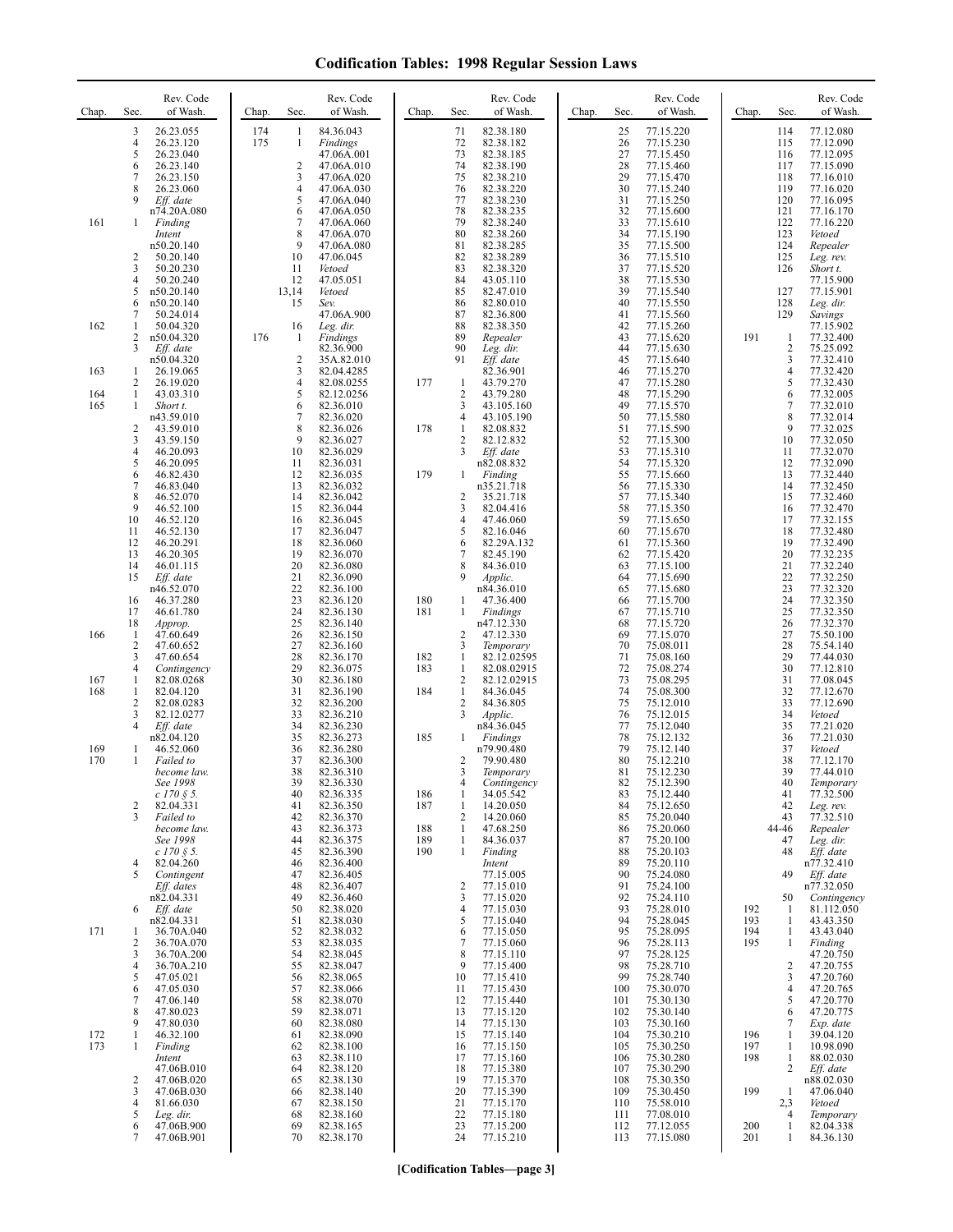# Codification Tables: 1998 Regular Session Laws

| Chap. | Sec. | Rev. Code of Wash. |
|---|---|---|
| | 3 | 26.23.055 |
| | 4 | 26.23.120 |
| | 5 | 26.23.040 |
| | 6 | 26.23.140 |
| | 7 | 26.23.150 |
| | 8 | 26.23.060 |
| | 9 | *Eff. date* n74.20A.080 |
| 161 | 1 | *Finding Intent* n50.20.140 |
| | 2 | 50.20.140 |
| | 3 | 50.20.230 |
| | 4 | 50.20.240 |
| | 5 | n50.20.140 |
| | 6 | n50.20.140 |
| | 7 | 50.24.014 |
| 162 | 1 | 50.04.320 |
| | 2 | n50.04.320 |
| | 3 | *Eff. date* n50.04.320 |
| 163 | 1 | 26.19.065 |
| | 2 | 26.19.020 |
| 164 | 1 | 43.03.310 |
| 165 | 1 | *Short t.* n43.59.010 |
| | 2 | 43.59.010 |
| | 3 | 43.59.150 |
| | 4 | 46.20.093 |
| | 5 | 46.20.095 |
| | 6 | 46.82.430 |
| | 7 | 46.83.040 |
| | 8 | 46.52.070 |
| | 9 | 46.52.100 |
| | 10 | 46.52.120 |
| | 11 | 46.52.130 |
| | 12 | 46.20.291 |
| | 13 | 46.20.305 |
| | 14 | 46.01.115 |
| | 15 | *Eff. date* n46.52.070 |
| | 16 | 46.37.280 |
| | 17 | 46.61.780 |
| | 18 | *Approp.* |
| 166 | 1 | 47.60.649 |
| | 2 | 47.60.652 |
| | 3 | 47.60.654 |
| | 4 | *Contingency* |
| 167 | 1 | 82.08.0268 |
| 168 | 1 | 82.04.120 |
| | 2 | 82.08.0283 |
| | 3 | 82.12.0277 |
| | 4 | *Eff. date* n82.04.120 |
| 169 | 1 | 46.52.060 |
| 170 | 1 | *Failed to become law. See 1998 c 170 § 5.* |
| | 2 | 82.04.331 |
| | 3 | *Failed to become law. See 1998 c 170 § 5.* |
| | 4 | 82.04.260 |
| | 5 | *Contingent Eff. dates* n82.04.331 |
| | 6 | *Eff. date* n82.04.331 |
| 171 | 1 | 36.70A.040 |
| | 2 | 36.70A.070 |
| | 3 | 36.70A.200 |
| | 4 | 36.70A.210 |
| | 5 | 47.05.021 |
| | 6 | 47.05.030 |
| | 7 | 47.06.140 |
| | 8 | 47.80.023 |
| | 9 | 47.80.030 |
| 172 | 1 | 46.32.100 |
| 173 | 1 | *Finding Intent* 47.06B.010 |
| | 2 | 47.06B.020 |
| | 3 | 47.06B.030 |
| | 4 | 81.66.030 |
| | 5 | *Leg. dir.* |
| | 6 | 47.06B.900 |
| | 7 | 47.06B.901 |
| 174 | 1 | 84.36.043 |
| 175 | 1 | *Findings* 47.06A.001 |
| | 2 | 47.06A.010 |
| | 3 | 47.06A.020 |
| | 4 | 47.06A.030 |
| | 5 | 47.06A.040 |
| | 6 | 47.06A.050 |
| | 7 | 47.06A.060 |
| | 8 | 47.06A.070 |
| | 9 | 47.06A.080 |
| | 10 | 47.06.045 |
| | 11 | *Vetoed* |
| | 12 | 47.05.051 |
| | 13,14 | *Vetoed* |
| | 15 | *Sev.* 47.06A.900 |
| | 16 | *Leg. dir.* |
| 176 | 1 | *Findings* 82.36.900 |
| | 2 | 35A.82.010 |
| | 3 | 82.04.4285 |
| | 4 | 82.08.0255 |
| | 5 | 82.12.0256 |
| | 6 | 82.36.010 |
| | 7 | 82.36.020 |
| | 8 | 82.36.026 |
| | 9 | 82.36.027 |
| | 10 | 82.36.029 |
| | 11 | 82.36.031 |
| | 12 | 82.36.035 |
| | 13 | 82.36.032 |
| | 14 | 82.36.042 |
| | 15 | 82.36.044 |
| | 16 | 82.36.045 |
| | 17 | 82.36.047 |
| | 18 | 82.36.060 |
| | 19 | 82.36.070 |
| | 20 | 82.36.080 |
| | 21 | 82.36.090 |
| | 22 | 82.36.100 |
| | 23 | 82.36.120 |
| | 24 | 82.36.130 |
| | 25 | 82.36.140 |
| | 26 | 82.36.150 |
| | 27 | 82.36.160 |
| | 28 | 82.36.170 |
| | 29 | 82.36.075 |
| | 30 | 82.36.180 |
| | 31 | 82.36.190 |
| | 32 | 82.36.200 |
| | 33 | 82.36.210 |
| | 34 | 82.36.230 |
| | 35 | 82.36.273 |
| | 36 | 82.36.280 |
| | 37 | 82.36.300 |
| | 38 | 82.36.310 |
| | 39 | 82.36.330 |
| | 40 | 82.36.335 |
| | 41 | 82.36.350 |
| | 42 | 82.36.370 |
| | 43 | 82.36.373 |
| | 44 | 82.36.375 |
| | 45 | 82.36.390 |
| | 46 | 82.36.400 |
| | 47 | 82.36.405 |
| | 48 | 82.36.407 |
| | 49 | 82.36.460 |
| | 50 | 82.38.020 |
| | 51 | 82.38.030 |
| | 52 | 82.38.032 |
| | 53 | 82.38.035 |
| | 54 | 82.38.045 |
| | 55 | 82.38.047 |
| | 56 | 82.38.065 |
| | 57 | 82.38.066 |
| | 58 | 82.38.070 |
| | 59 | 82.38.071 |
| | 60 | 82.38.080 |
| | 61 | 82.38.090 |
| | 62 | 82.38.100 |
| | 63 | 82.38.110 |
| | 64 | 82.38.120 |
| | 65 | 82.38.130 |
| | 66 | 82.38.140 |
| | 67 | 82.38.150 |
| | 68 | 82.38.160 |
| | 69 | 82.38.165 |
| | 70 | 82.38.170 |
| | 71 | 82.38.180 |
| | 72 | 82.38.182 |
| | 73 | 82.38.185 |
| | 74 | 82.38.190 |
| | 75 | 82.38.210 |
| | 76 | 82.38.220 |
| | 77 | 82.38.230 |
| | 78 | 82.38.235 |
| | 79 | 82.38.240 |
| | 80 | 82.38.260 |
| | 81 | 82.38.285 |
| | 82 | 82.38.289 |
| | 83 | 82.38.320 |
| | 84 | 43.05.110 |
| | 85 | 82.47.010 |
| | 86 | 82.80.010 |
| | 87 | 82.36.800 |
| | 88 | 82.38.350 |
| | 89 | *Repealer* |
| | 90 | *Leg. dir.* |
| | 91 | *Eff. date* 82.36.901 |
| 177 | 1 | 43.79.270 |
| | 2 | 43.79.280 |
| | 3 | 43.105.160 |
| | 4 | 43.105.190 |
| 178 | 1 | 82.08.832 |
| | 2 | 82.12.832 |
| | 3 | *Eff. date* n82.08.832 |
| 179 | 1 | *Finding* n35.21.718 |
| | 2 | 35.21.718 |
| | 3 | 82.04.416 |
| | 4 | 47.46.060 |
| | 5 | 82.16.046 |
| | 6 | 82.29A.132 |
| | 7 | 82.45.190 |
| | 8 | 84.36.010 |
| | 9 | *Applic.* n84.36.010 |
| 180 | 1 | 47.36.400 |
| 181 | 1 | *Findings* n47.12.330 |
| | 2 | 47.12.330 |
| | 3 | *Temporary* |
| 182 | 1 | 82.12.02595 |
| 183 | 1 | 82.08.02915 |
| | 2 | 82.12.02915 |
| 184 | 1 | 84.36.045 |
| | 2 | 84.36.805 |
| | 3 | *Applic.* n84.36.045 |
| 185 | 1 | *Findings* n79.90.480 |
| | 2 | 79.90.480 |
| | 3 | *Temporary* |
| | 4 | *Contingency* |
| 186 | 1 | 34.05.542 |
| 187 | 1 | 14.20.050 |
| | 2 | 14.20.060 |
| 188 | 1 | 47.68.250 |
| 189 | 1 | 84.36.037 |
| 190 | 1 | *Finding Intent* 77.15.005 |
| | 2 | 77.15.010 |
| | 3 | 77.15.020 |
| | 4 | 77.15.030 |
| | 5 | 77.15.040 |
| | 6 | 77.15.050 |
| | 7 | 77.15.060 |
| | 8 | 77.15.110 |
| | 9 | 77.15.400 |
| | 10 | 77.15.410 |
| | 11 | 77.15.430 |
| | 12 | 77.15.440 |
| | 13 | 77.15.120 |
| | 14 | 77.15.130 |
| | 15 | 77.15.140 |
| | 16 | 77.15.150 |
| | 17 | 77.15.160 |
| | 18 | 77.15.380 |
| | 19 | 77.15.370 |
| | 20 | 77.15.390 |
| | 21 | 77.15.170 |
| | 22 | 77.15.180 |
| | 23 | 77.15.200 |
| | 24 | 77.15.210 |
| | 25 | 77.15.220 |
| | 26 | 77.15.230 |
| | 27 | 77.15.450 |
| | 28 | 77.15.460 |
| | 29 | 77.15.470 |
| | 30 | 77.15.240 |
| | 31 | 77.15.250 |
| | 32 | 77.15.600 |
| | 33 | 77.15.610 |
| | 34 | 77.15.190 |
| | 35 | 77.15.500 |
| | 36 | 77.15.510 |
| | 37 | 77.15.520 |
| | 38 | 77.15.530 |
| | 39 | 77.15.540 |
| | 40 | 77.15.550 |
| | 41 | 77.15.560 |
| | 42 | 77.15.260 |
| | 43 | 77.15.620 |
| | 44 | 77.15.630 |
| | 45 | 77.15.640 |
| | 46 | 77.15.270 |
| | 47 | 77.15.280 |
| | 48 | 77.15.290 |
| | 49 | 77.15.570 |
| | 50 | 77.15.580 |
| | 51 | 77.15.590 |
| | 52 | 77.15.300 |
| | 53 | 77.15.310 |
| | 54 | 77.15.320 |
| | 55 | 77.15.660 |
| | 56 | 77.15.330 |
| | 57 | 77.15.340 |
| | 58 | 77.15.350 |
| | 59 | 77.15.650 |
| | 60 | 77.15.670 |
| | 61 | 77.15.360 |
| | 62 | 77.15.420 |
| | 63 | 77.15.100 |
| | 64 | 77.15.690 |
| | 65 | 77.15.680 |
| | 66 | 77.15.700 |
| | 67 | 77.15.710 |
| | 68 | 77.15.720 |
| | 69 | 77.15.070 |
| | 70 | 75.08.011 |
| | 71 | 75.08.160 |
| | 72 | 75.08.274 |
| | 73 | 75.08.295 |
| | 74 | 75.08.300 |
| | 75 | 75.12.010 |
| | 76 | 75.12.015 |
| | 77 | 75.12.040 |
| | 78 | 75.12.132 |
| | 79 | 75.12.140 |
| | 80 | 75.12.210 |
| | 81 | 75.12.230 |
| | 82 | 75.12.390 |
| | 83 | 75.12.440 |
| | 84 | 75.12.650 |
| | 85 | 75.20.040 |
| | 86 | 75.20.060 |
| | 87 | 75.20.100 |
| | 88 | 75.20.103 |
| | 89 | 75.20.110 |
| | 90 | 75.24.080 |
| | 91 | 75.24.100 |
| | 92 | 75.24.110 |
| | 93 | 75.28.010 |
| | 94 | 75.28.045 |
| | 95 | 75.28.095 |
| | 96 | 75.28.113 |
| | 97 | 75.28.125 |
| | 98 | 75.28.710 |
| | 99 | 75.28.740 |
| | 100 | 75.30.070 |
| | 101 | 75.30.130 |
| | 102 | 75.30.140 |
| | 103 | 75.30.160 |
| | 104 | 75.30.210 |
| | 105 | 75.30.250 |
| | 106 | 75.30.280 |
| | 107 | 75.30.290 |
| | 108 | 75.30.350 |
| | 109 | 75.30.450 |
| | 110 | 75.58.010 |
| | 111 | 77.08.010 |
| | 112 | 77.12.055 |
| | 113 | 77.15.080 |
| | 114 | 77.12.080 |
| | 115 | 77.12.090 |
| | 116 | 77.12.095 |
| | 117 | 77.15.090 |
| | 118 | 77.16.010 |
| | 119 | 77.16.020 |
| | 120 | 77.16.095 |
| | 121 | 77.16.170 |
| | 122 | 77.16.220 |
| | 123 | *Vetoed* |
| | 124 | *Repealer* |
| | 125 | *Leg. rev.* |
| | 126 | *Short t.* 77.15.900 |
| | 127 | 77.15.901 |
| | 128 | *Leg. dir.* |
| | 129 | *Savings* 77.15.902 |
| 191 | 1 | 77.32.400 |
| | 2 | 75.25.092 |
| | 3 | 77.32.410 |
| | 4 | 77.32.420 |
| | 5 | 77.32.430 |
| | 6 | 77.32.005 |
| | 7 | 77.32.010 |
| | 8 | 77.32.014 |
| | 9 | 77.32.025 |
| | 10 | 77.32.050 |
| | 11 | 77.32.070 |
| | 12 | 77.32.090 |
| | 13 | 77.32.440 |
| | 14 | 77.32.450 |
| | 15 | 77.32.460 |
| | 16 | 77.32.470 |
| | 17 | 77.32.155 |
| | 18 | 77.32.480 |
| | 19 | 77.32.490 |
| | 20 | 77.32.235 |
| | 21 | 77.32.240 |
| | 22 | 77.32.250 |
| | 23 | 77.32.320 |
| | 24 | 77.32.350 |
| | 25 | 77.32.350 |
| | 26 | 77.32.370 |
| | 27 | 75.50.100 |
| | 28 | 75.54.140 |
| | 29 | 77.44.030 |
| | 30 | 77.12.810 |
| | 31 | 77.08.045 |
| | 32 | 77.12.670 |
| | 33 | 77.12.690 |
| | 34 | *Vetoed* |
| | 35 | 77.21.020 |
| | 36 | 77.21.030 |
| | 37 | *Vetoed* |
| | 38 | 77.12.170 |
| | 39 | 77.44.010 |
| | 40 | *Temporary* |
| | 41 | 77.32.500 |
| | 42 | *Leg. rev.* |
| | 43 | 77.32.510 |
| | 44-46 | *Repealer* |
| | 47 | *Leg. dir.* |
| | 48 | *Eff. date* n77.32.410 |
| | 49 | *Eff. date* n77.32.050 |
| | 50 | *Contingency* |
| 192 | 1 | 81.112.050 |
| 193 | 1 | 43.43.350 |
| 194 | 1 | 43.43.040 |
| 195 | 1 | *Finding* 47.20.750 |
| | 2 | 47.20.755 |
| | 3 | 47.20.760 |
| | 4 | 47.20.765 |
| | 5 | 47.20.770 |
| | 6 | 47.20.775 |
| | 7 | *Exp. date* |
| 196 | 1 | 39.04.120 |
| 197 | 1 | 10.98.090 |
| 198 | 1 | 88.02.030 |
| | 2 | *Eff. date* n88.02.030 |
| 199 | 1 | 47.06.040 |
| | 2,3 | *Vetoed* |
| | 4 | *Temporary* |
| 200 | 1 | 82.04.338 |
| 201 | 1 | 84.36.130 |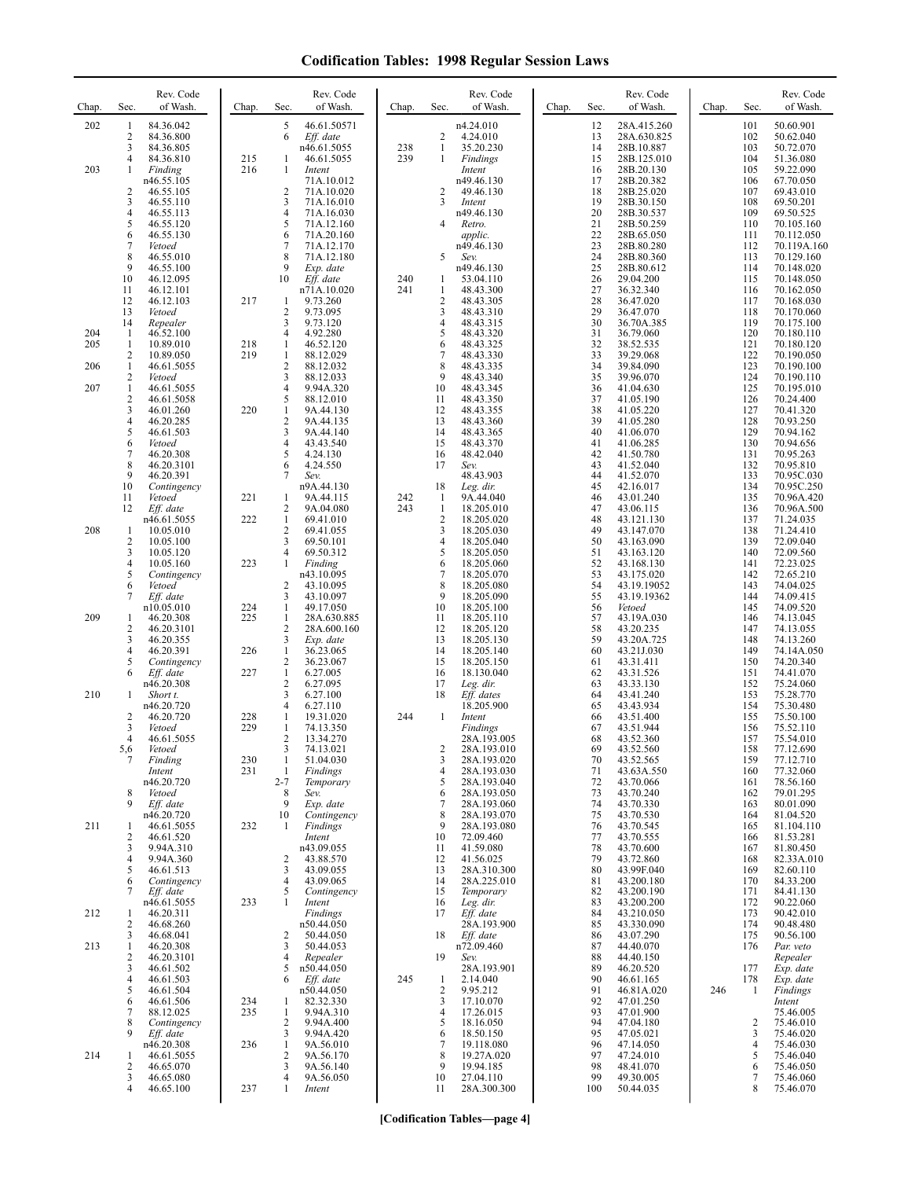# Codification Tables: 1998 Regular Session Laws

| Chap. | Sec. | Rev. Code of Wash. |
|---|---|---|
| 202 | 1 | 84.36.042 |
| | 2 | 84.36.800 |
| | 3 | 84.36.805 |
| | 4 | 84.36.810 |
| 203 | 1 | *Finding* n46.55.105 |
| | 2 | 46.55.105 |
| | 3 | 46.55.110 |
| | 4 | 46.55.113 |
| | 5 | 46.55.120 |
| | 6 | 46.55.130 |
| | 7 | *Vetoed* |
| | 8 | 46.55.010 |
| | 9 | 46.55.100 |
| | 10 | 46.12.095 |
| | 11 | 46.12.101 |
| | 12 | 46.12.103 |
| | 13 | *Vetoed* |
| | 14 | *Repealer* |
| 204 | 1 | 46.52.100 |
| 205 | 1 | 10.89.010 |
| | 2 | 10.89.050 |
| 206 | 1 | 46.61.5055 |
| | 2 | *Vetoed* |
| 207 | 1 | 46.61.5055 |
| | 2 | 46.61.5058 |
| | 3 | 46.01.260 |
| | 4 | 46.20.285 |
| | 5 | 46.61.503 |
| | 6 | *Vetoed* |
| | 7 | 46.20.308 |
| | 8 | 46.20.3101 |
| | 9 | 46.20.391 |
| | 10 | *Contingency* |
| | 11 | *Vetoed* |
| | 12 | *Eff. date* n46.61.5055 |
| 208 | 1 | 10.05.010 |
| | 2 | 10.05.100 |
| | 3 | 10.05.120 |
| | 4 | 10.05.160 |
| | 5 | *Contingency* |
| | 6 | *Vetoed* |
| | 7 | *Eff. date* n10.05.010 |
| 209 | 1 | 46.20.308 |
| | 2 | 46.20.3101 |
| | 3 | 46.20.355 |
| | 4 | 46.20.391 |
| | 5 | *Contingency* |
| | 6 | *Eff. date* n46.20.308 |
| 210 | 1 | *Short t.* n46.20.720 |
| | 2 | 46.20.720 |
| | 3 | *Vetoed* |
| | 4 | 46.61.5055 |
| | 5,6 | *Vetoed* |
| | 7 | *Finding Intent* n46.20.720 |
| | 8 | *Vetoed* |
| | 9 | *Eff. date* n46.20.720 |
| 211 | 1 | 46.61.5055 |
| | 2 | 46.61.520 |
| | 3 | 9.94A.310 |
| | 4 | 9.94A.360 |
| | 5 | 46.61.513 |
| | 6 | *Contingency* |
| | 7 | *Eff. date* n46.61.5055 |
| 212 | 1 | 46.20.311 |
| | 2 | 46.68.260 |
| | 3 | 46.68.041 |
| 213 | 1 | 46.20.308 |
| | 2 | 46.20.3101 |
| | 3 | 46.61.502 |
| | 4 | 46.61.503 |
| | 5 | 46.61.504 |
| | 6 | 46.61.506 |
| | 7 | 88.12.025 |
| | 8 | *Contingency* |
| | 9 | *Eff. date* n46.20.308 |
| 214 | 1 | 46.61.5055 |
| | 2 | 46.65.070 |
| | 3 | 46.65.080 |
| | 4 | 46.65.100 |
| | 5 | 46.61.50571 |
| | 6 | *Eff. date* n46.61.5055 |
| 215 | 1 | 46.61.5055 |
| 216 | 1 | *Intent* 71A.10.012 |
| | 2 | 71A.10.020 |
| | 3 | 71A.16.010 |
| | 4 | 71A.16.030 |
| | 5 | 71A.12.160 |
| | 6 | 71A.20.160 |
| | 7 | 71A.12.170 |
| | 8 | 71A.12.180 |
| | 9 | *Exp. date* |
| | 10 | *Eff. date* n71A.10.020 |
| 217 | 1 | 9.73.260 |
| | 2 | 9.73.095 |
| | 3 | 9.73.120 |
| | 4 | 4.92.280 |
| 218 | 1 | 46.52.120 |
| 219 | 1 | 88.12.029 |
| | 2 | 88.12.032 |
| | 3 | 88.12.033 |
| | 4 | 9.94A.320 |
| | 5 | 88.12.010 |
| 220 | 1 | 9A.44.130 |
| | 2 | 9A.44.135 |
| | 3 | 9A.44.140 |
| | 4 | 43.43.540 |
| | 5 | 4.24.130 |
| | 6 | 4.24.550 |
| | 7 | *Sev.* n9A.44.130 |
| 221 | 1 | 9A.44.115 |
| | 2 | 9A.04.080 |
| 222 | 1 | 69.41.010 |
| | 2 | 69.41.055 |
| | 3 | 69.50.101 |
| | 4 | 69.50.312 |
| 223 | 1 | *Finding* n43.10.095 |
| | 2 | 43.10.095 |
| | 3 | 43.10.097 |
| 224 | 1 | 49.17.050 |
| 225 | 1 | 28A.630.885 |
| | 2 | 28A.600.160 |
| | 3 | *Exp. date* |
| 226 | 1 | 36.23.065 |
| | 2 | 36.23.067 |
| 227 | 1 | 6.27.005 |
| | 2 | 6.27.095 |
| | 3 | 6.27.100 |
| | 4 | 6.27.110 |
| 228 | 1 | 19.31.020 |
| 229 | 1 | 74.13.350 |
| | 2 | 13.34.270 |
| | 3 | 74.13.021 |
| 230 | 1 | 51.04.030 |
| 231 | 1 | *Findings* |
| | 2-7 | *Temporary* |
| | 8 | *Sev.* |
| | 9 | *Exp. date* |
| | 10 | *Contingency* |
| 232 | 1 | *Findings Intent* n43.09.055 |
| | 2 | 43.88.570 |
| | 3 | 43.09.055 |
| | 4 | 43.09.065 |
| | 5 | *Contingency* |
| 233 | 1 | *Intent Findings* n50.44.050 |
| | 2 | 50.44.050 |
| | 3 | 50.44.053 |
| | 4 | *Repealer* |
| | 5 | n50.44.050 |
| | 6 | *Eff. date* n50.44.050 |
| 234 | 1 | 82.32.330 |
| 235 | 1 | 9.94A.310 |
| | 2 | 9.94A.400 |
| | 3 | 9.94A.420 |
| 236 | 1 | 9A.56.010 |
| | 2 | 9A.56.170 |
| | 3 | 9A.56.140 |
| | 4 | 9A.56.050 |
| 237 | 1 | *Intent* n4.24.010 |
| | 2 | 4.24.010 |
| 238 | 1 | 35.20.230 |
| 239 | 1 | *Findings Intent* n49.46.130 |
| | 2 | 49.46.130 |
| | 3 | *Intent* n49.46.130 |
| | 4 | *Retro. applic.* n49.46.130 |
| | 5 | *Sev.* n49.46.130 |
| 240 | 1 | 53.04.110 |
| 241 | 1 | 48.43.300 |
| | 2 | 48.43.305 |
| | 3 | 48.43.310 |
| | 4 | 48.43.315 |
| | 5 | 48.43.320 |
| | 6 | 48.43.325 |
| | 7 | 48.43.330 |
| | 8 | 48.43.335 |
| | 9 | 48.43.340 |
| | 10 | 48.43.345 |
| | 11 | 48.43.350 |
| | 12 | 48.43.355 |
| | 13 | 48.43.360 |
| | 14 | 48.43.365 |
| | 15 | 48.43.370 |
| | 16 | 48.42.040 |
| | 17 | *Sev.* 48.43.903 |
| | 18 | *Leg. dir.* |
| 242 | 1 | 9A.44.040 |
| 243 | 1 | 18.205.010 |
| | 2 | 18.205.020 |
| | 3 | 18.205.030 |
| | 4 | 18.205.040 |
| | 5 | 18.205.050 |
| | 6 | 18.205.060 |
| | 7 | 18.205.070 |
| | 8 | 18.205.080 |
| | 9 | 18.205.090 |
| | 10 | 18.205.100 |
| | 11 | 18.205.110 |
| | 12 | 18.205.120 |
| | 13 | 18.205.130 |
| | 14 | 18.205.140 |
| | 15 | 18.205.150 |
| | 16 | 18.130.040 |
| | 17 | *Leg. dir.* |
| | 18 | *Eff. dates* 18.205.900 |
| 244 | 1 | *Intent Findings* 28A.193.005 |
| | 2 | 28A.193.010 |
| | 3 | 28A.193.020 |
| | 4 | 28A.193.030 |
| | 5 | 28A.193.040 |
| | 6 | 28A.193.050 |
| | 7 | 28A.193.060 |
| | 8 | 28A.193.070 |
| | 9 | 28A.193.080 |
| | 10 | 72.09.460 |
| | 11 | 41.59.080 |
| | 12 | 41.56.025 |
| | 13 | 28A.310.300 |
| | 14 | 28A.225.010 |
| | 15 | *Temporary* |
| | 16 | *Leg. dir.* |
| | 17 | *Eff. date* 28A.193.900 |
| | 18 | *Eff. date* n72.09.460 |
| | 19 | *Sev.* 28A.193.901 |
| 245 | 1 | 2.14.040 |
| | 2 | 9.95.212 |
| | 3 | 17.10.070 |
| | 4 | 17.26.015 |
| | 5 | 18.16.050 |
| | 6 | 18.50.150 |
| | 7 | 19.118.080 |
| | 8 | 19.27A.020 |
| | 9 | 19.94.185 |
| | 10 | 27.04.110 |
| | 11 | 28A.300.300 |
| | 12 | 28A.415.260 |
| | 13 | 28A.630.825 |
| | 14 | 28B.10.887 |
| | 15 | 28B.125.010 |
| | 16 | 28B.20.130 |
| | 17 | 28B.20.382 |
| | 18 | 28B.25.020 |
| | 19 | 28B.30.150 |
| | 20 | 28B.30.537 |
| | 21 | 28B.50.259 |
| | 22 | 28B.65.050 |
| | 23 | 28B.80.280 |
| | 24 | 28B.80.360 |
| | 25 | 28B.80.612 |
| | 26 | 29.04.200 |
| | 27 | 36.32.340 |
| | 28 | 36.47.020 |
| | 29 | 36.47.070 |
| | 30 | 36.70A.385 |
| | 31 | 36.79.060 |
| | 32 | 38.52.535 |
| | 33 | 39.29.068 |
| | 34 | 39.84.090 |
| | 35 | 39.96.070 |
| | 36 | 41.04.630 |
| | 37 | 41.05.190 |
| | 38 | 41.05.220 |
| | 39 | 41.05.280 |
| | 40 | 41.06.070 |
| | 41 | 41.06.285 |
| | 42 | 41.50.780 |
| | 43 | 41.52.040 |
| | 44 | 41.52.070 |
| | 45 | 42.16.017 |
| | 46 | 43.01.240 |
| | 47 | 43.06.115 |
| | 48 | 43.121.130 |
| | 49 | 43.147.070 |
| | 50 | 43.163.090 |
| | 51 | 43.163.120 |
| | 52 | 43.168.130 |
| | 53 | 43.175.020 |
| | 54 | 43.19.19052 |
| | 55 | 43.19.19362 |
| | 56 | *Vetoed* |
| | 57 | 43.19A.030 |
| | 58 | 43.20.235 |
| | 59 | 43.20A.725 |
| | 60 | 43.21J.030 |
| | 61 | 43.31.411 |
| | 62 | 43.31.526 |
| | 63 | 43.33.130 |
| | 64 | 43.41.240 |
| | 65 | 43.43.934 |
| | 66 | 43.51.400 |
| | 67 | 43.51.944 |
| | 68 | 43.52.360 |
| | 69 | 43.52.560 |
| | 70 | 43.52.565 |
| | 71 | 43.63A.550 |
| | 72 | 43.70.066 |
| | 73 | 43.70.240 |
| | 74 | 43.70.330 |
| | 75 | 43.70.530 |
| | 76 | 43.70.545 |
| | 77 | 43.70.555 |
| | 78 | 43.70.600 |
| | 79 | 43.72.860 |
| | 80 | 43.99F.040 |
| | 81 | 43.200.180 |
| | 82 | 43.200.190 |
| | 83 | 43.200.200 |
| | 84 | 43.210.050 |
| | 85 | 43.330.090 |
| | 86 | 43.07.290 |
| | 87 | 44.40.070 |
| | 88 | 44.40.150 |
| | 89 | 46.20.520 |
| | 90 | 46.61.165 |
| | 91 | 46.81A.020 |
| | 92 | 47.01.250 |
| | 93 | 47.01.900 |
| | 94 | 47.04.180 |
| | 95 | 47.05.021 |
| | 96 | 47.14.050 |
| | 97 | 47.24.010 |
| | 98 | 48.41.070 |
| | 99 | 49.30.005 |
| | 100 | 50.44.035 |
| | 101 | 50.60.901 |
| | 102 | 50.62.040 |
| | 103 | 50.72.070 |
| | 104 | 51.36.080 |
| | 105 | 59.22.090 |
| | 106 | 67.70.050 |
| | 107 | 69.43.010 |
| | 108 | 69.50.201 |
| | 109 | 69.50.525 |
| | 110 | 70.105.160 |
| | 111 | 70.112.050 |
| | 112 | 70.119A.160 |
| | 113 | 70.129.160 |
| | 114 | 70.148.020 |
| | 115 | 70.148.050 |
| | 116 | 70.162.050 |
| | 117 | 70.168.030 |
| | 118 | 70.170.060 |
| | 119 | 70.175.100 |
| | 120 | 70.180.110 |
| | 121 | 70.180.120 |
| | 122 | 70.190.050 |
| | 123 | 70.190.100 |
| | 124 | 70.190.110 |
| | 125 | 70.195.010 |
| | 126 | 70.24.400 |
| | 127 | 70.41.320 |
| | 128 | 70.93.250 |
| | 129 | 70.94.162 |
| | 130 | 70.94.656 |
| | 131 | 70.95.263 |
| | 132 | 70.95.810 |
| | 133 | 70.95C.030 |
| | 134 | 70.95C.250 |
| | 135 | 70.96A.420 |
| | 136 | 70.96A.500 |
| | 137 | 71.24.035 |
| | 138 | 71.24.410 |
| | 139 | 72.09.040 |
| | 140 | 72.09.560 |
| | 141 | 72.23.025 |
| | 142 | 72.65.210 |
| | 143 | 74.04.025 |
| | 144 | 74.09.415 |
| | 145 | 74.09.520 |
| | 146 | 74.13.045 |
| | 147 | 74.13.055 |
| | 148 | 74.13.260 |
| | 149 | 74.14A.050 |
| | 150 | 74.20.340 |
| | 151 | 74.41.070 |
| | 152 | 75.24.060 |
| | 153 | 75.28.770 |
| | 154 | 75.30.480 |
| | 155 | 75.50.100 |
| | 156 | 75.52.110 |
| | 157 | 75.54.010 |
| | 158 | 77.12.690 |
| | 159 | 77.12.710 |
| | 160 | 77.32.060 |
| | 161 | 78.56.160 |
| | 162 | 79.01.295 |
| | 163 | 80.01.090 |
| | 164 | 81.04.520 |
| | 165 | 81.104.110 |
| | 166 | 81.53.281 |
| | 167 | 81.80.450 |
| | 168 | 82.33A.010 |
| | 169 | 82.60.110 |
| | 170 | 84.33.200 |
| | 171 | 84.41.130 |
| | 172 | 90.22.060 |
| | 173 | 90.42.010 |
| | 174 | 90.48.480 |
| | 175 | 90.56.100 |
| | 176 | *Par. veto Repealer* |
| | 177 | *Exp. date* |
| | 178 | *Exp. date* |
| 246 | 1 | *Findings Intent* 75.46.005 |
| | 2 | 75.46.010 |
| | 3 | 75.46.020 |
| | 4 | 75.46.030 |
| | 5 | 75.46.040 |
| | 6 | 75.46.050 |
| | 7 | 75.46.060 |
| | 8 | 75.46.070 |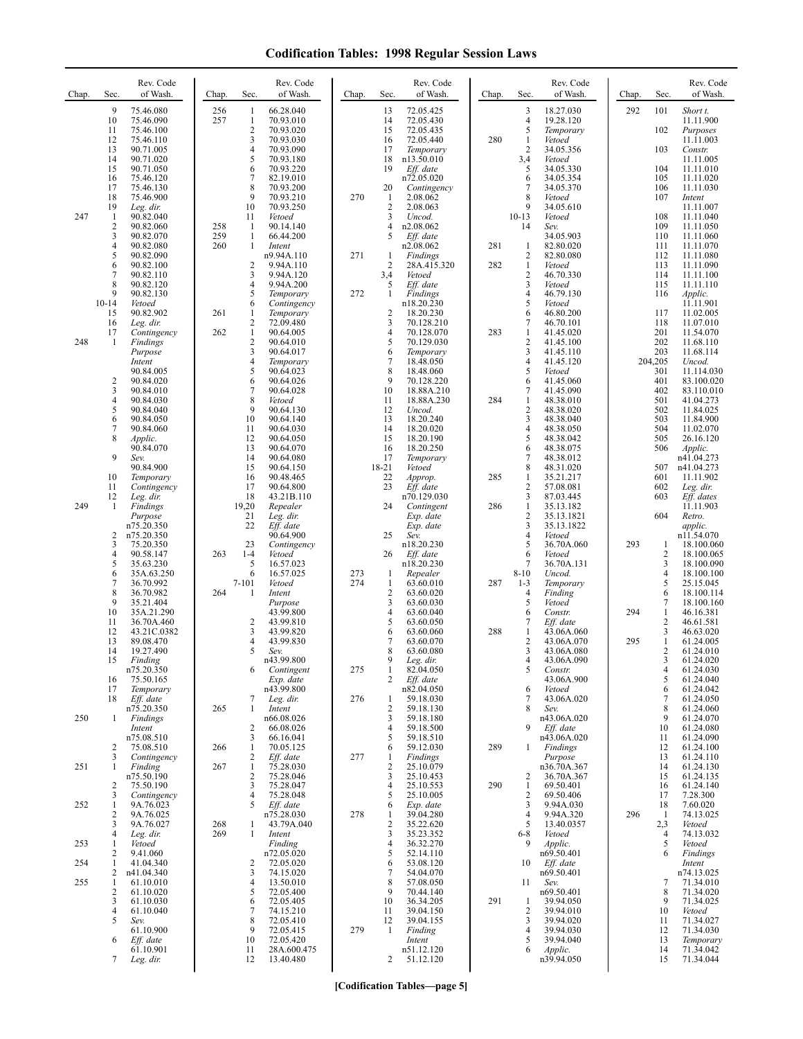# Codification Tables: 1998 Regular Session Laws

| Chap. | Sec. | Rev. Code of Wash. |
|---|---|---|
| | 9 | 75.46.080 |
| | 10 | 75.46.090 |
| | 11 | 75.46.100 |
| | 12 | 75.46.110 |
| | 13 | 90.71.005 |
| | 14 | 90.71.020 |
| | 15 | 90.71.050 |
| | 16 | 75.46.120 |
| | 17 | 75.46.130 |
| | 18 | 75.46.900 |
| | 19 | *Leg. dir.* |
| 247 | 1 | 90.82.040 |
| | 2 | 90.82.060 |
| | 3 | 90.82.070 |
| | 4 | 90.82.080 |
| | 5 | 90.82.090 |
| | 6 | 90.82.100 |
| | 7 | 90.82.110 |
| | 8 | 90.82.120 |
| | 9 | 90.82.130 |
| | 10-14 | *Vetoed* |
| | 15 | 90.82.902 |
| | 16 | *Leg. dir.* |
| | 17 | *Contingency* |
| 248 | 1 | *Findings Purpose Intent* 90.84.005 |
| | 2 | 90.84.020 |
| | 3 | 90.84.010 |
| | 4 | 90.84.030 |
| | 5 | 90.84.040 |
| | 6 | 90.84.050 |
| | 7 | 90.84.060 |
| | 8 | *Applic.* 90.84.070 |
| | 9 | *Sev.* 90.84.900 |
| | 10 | *Temporary* |
| | 11 | *Contingency* |
| | 12 | *Leg. dir.* |
| 249 | 1 | *Findings Purpose* n75.20.350 |
| | 2 | n75.20.350 |
| | 3 | 75.20.350 |
| | 4 | 90.58.147 |
| | 5 | 35.63.230 |
| | 6 | 35A.63.250 |
| | 7 | 36.70.992 |
| | 8 | 36.70.982 |
| | 9 | 35.21.404 |
| | 10 | 35A.21.290 |
| | 11 | 36.70A.460 |
| | 12 | 43.21C.0382 |
| | 13 | 89.08.470 |
| | 14 | 19.27.490 |
| | 15 | *Finding* n75.20.350 |
| | 16 | 75.50.165 |
| | 17 | *Temporary* |
| | 18 | *Eff. date* n75.20.350 |
| 250 | 1 | *Findings Intent* n75.08.510 |
| | 2 | 75.08.510 |
| | 3 | *Contingency* |
| 251 | 1 | *Finding* n75.50.190 |
| | 2 | 75.50.190 |
| | 3 | *Contingency* |
| 252 | 1 | 9A.76.023 |
| | 2 | 9A.76.025 |
| | 3 | 9A.76.027 |
| | 4 | *Leg. dir.* |
| 253 | 1 | *Vetoed* |
| | 2 | 9.41.060 |
| 254 | 1 | 41.04.340 |
| | 2 | n41.04.340 |
| 255 | 1 | 61.10.010 |
| | 2 | 61.10.020 |
| | 3 | 61.10.030 |
| | 4 | 61.10.040 |
| | 5 | *Sev.* 61.10.900 |
| | 6 | *Eff. date* 61.10.901 |
| | 7 | *Leg. dir.* |
| 256 | 1 | 66.28.040 |
| 257 | 1 | 70.93.010 |
| | 2 | 70.93.020 |
| | 3 | 70.93.030 |
| | 4 | 70.93.090 |
| | 5 | 70.93.180 |
| | 6 | 70.93.220 |
| | 7 | 82.19.010 |
| | 8 | 70.93.200 |
| | 9 | 70.93.210 |
| | 10 | 70.93.250 |
| | 11 | *Vetoed* |
| 258 | 1 | 90.14.140 |
| 259 | 1 | 66.44.200 |
| 260 | 1 | *Intent* n9.94A.110 |
| | 2 | 9.94A.110 |
| | 3 | 9.94A.120 |
| | 4 | 9.94A.200 |
| | 5 | *Temporary* |
| | 6 | *Contingency* |
| 261 | 1 | *Temporary* |
| | 2 | 72.09.480 |
| 262 | 1 | 90.64.005 |
| | 2 | 90.64.010 |
| | 3 | 90.64.017 |
| | 4 | *Temporary* |
| | 5 | 90.64.023 |
| | 6 | 90.64.026 |
| | 7 | 90.64.028 |
| | 8 | *Vetoed* |
| | 9 | 90.64.130 |
| | 10 | 90.64.140 |
| | 11 | 90.64.030 |
| | 12 | 90.64.050 |
| | 13 | 90.64.070 |
| | 14 | 90.64.080 |
| | 15 | 90.64.150 |
| | 16 | 90.48.465 |
| | 17 | 90.64.800 |
| | 18 | 43.21B.110 |
| | 19,20 | *Repealer* |
| | 21 | *Leg. dir.* |
| | 22 | *Eff. date* 90.64.900 |
| | 23 | *Contingency* |
| 263 | 1-4 | *Vetoed* |
| | 5 | 16.57.023 |
| | 6 | 16.57.025 |
| | 7-101 | *Vetoed* |
| 264 | 1 | *Intent Purpose* 43.99.800 |
| | 2 | 43.99.810 |
| | 3 | 43.99.820 |
| | 4 | 43.99.830 |
| | 5 | *Sev.* n43.99.800 |
| | 6 | *Contingent Exp. date* n43.99.800 |
| | 7 | *Leg. dir.* |
| 265 | 1 | *Intent* n66.08.026 |
| | 2 | 66.08.026 |
| | 3 | 66.16.041 |
| 266 | 1 | 70.05.125 |
| | 2 | *Eff. date* |
| 267 | 1 | 75.28.030 |
| | 2 | 75.28.046 |
| | 3 | 75.28.047 |
| | 4 | 75.28.048 |
| | 5 | *Eff. date* n75.28.030 |
| 268 | 1 | 43.79A.040 |
| 269 | 1 | *Intent Finding* n72.05.020 |
| | 2 | 72.05.020 |
| | 3 | 74.15.020 |
| | 4 | 13.50.010 |
| | 5 | 72.05.400 |
| | 6 | 72.05.405 |
| | 7 | 74.15.210 |
| | 8 | 72.05.410 |
| | 9 | 72.05.415 |
| | 10 | 72.05.420 |
| | 11 | 28A.600.475 |
| | 12 | 13.40.480 |
| | 13 | 72.05.425 |
| | 14 | 72.05.430 |
| | 15 | 72.05.435 |
| | 16 | 72.05.440 |
| | 17 | *Temporary* |
| | 18 | n13.50.010 |
| | 19 | *Eff. date* n72.05.020 |
| | 20 | *Contingency* |
| 270 | 1 | 2.08.062 |
| | 2 | 2.08.063 |
| | 3 | *Uncod.* |
| | 4 | n2.08.062 |
| | 5 | *Eff. date* n2.08.062 |
| 271 | 1 | *Findings* |
| | 2 | 28A.415.320 |
| | 3,4 | *Vetoed* |
| | 5 | *Eff. date* |
| 272 | 1 | *Findings* n18.20.230 |
| | 2 | 18.20.230 |
| | 3 | 70.128.210 |
| | 4 | 70.128.070 |
| | 5 | 70.129.030 |
| | 6 | *Temporary* |
| | 7 | 18.48.050 |
| | 8 | 18.48.060 |
| | 9 | 70.128.220 |
| | 10 | 18.88A.210 |
| | 11 | 18.88A.230 |
| | 12 | *Uncod.* |
| | 13 | 18.20.240 |
| | 14 | 18.20.020 |
| | 15 | 18.20.190 |
| | 16 | 18.20.250 |
| | 17 | *Temporary* |
| | 18-21 | *Vetoed* |
| | 22 | *Approp.* |
| | 23 | *Eff. date* n70.129.030 |
| | 24 | *Contingent Exp. date Exp. date* |
| | 25 | *Sev.* n18.20.230 |
| | 26 | *Eff. date* n18.20.230 |
| 273 | 1 | *Repealer* |
| 274 | 1 | 63.60.010 |
| | 2 | 63.60.020 |
| | 3 | 63.60.030 |
| | 4 | 63.60.040 |
| | 5 | 63.60.050 |
| | 6 | 63.60.060 |
| | 7 | 63.60.070 |
| | 8 | 63.60.080 |
| | 9 | *Leg. dir.* |
| 275 | 1 | 82.04.050 |
| | 2 | *Eff. date* n82.04.050 |
| 276 | 1 | 59.18.030 |
| | 2 | 59.18.130 |
| | 3 | 59.18.180 |
| | 4 | 59.18.500 |
| | 5 | 59.18.510 |
| | 6 | 59.12.030 |
| 277 | 1 | *Findings* |
| | 2 | 25.10.079 |
| | 3 | 25.10.453 |
| | 4 | 25.10.553 |
| | 5 | 25.10.005 |
| | 6 | *Exp. date* |
| 278 | 1 | 39.04.280 |
| | 2 | 35.22.620 |
| | 3 | 35.23.352 |
| | 4 | 36.32.270 |
| | 5 | 52.14.110 |
| | 6 | 53.08.120 |
| | 7 | 54.04.070 |
| | 8 | 57.08.050 |
| | 9 | 70.44.140 |
| | 10 | 36.34.205 |
| | 11 | 39.04.150 |
| | 12 | 39.04.155 |
| 279 | 1 | *Finding Intent* n51.12.120 |
| | 2 | 51.12.120 |
| | 3 | 18.27.030 |
| | 4 | 19.28.120 |
| | 5 | *Temporary* |
| 280 | 1 | *Vetoed* |
| | 2 | 34.05.356 |
| | 3,4 | *Vetoed* |
| | 5 | 34.05.330 |
| | 6 | 34.05.354 |
| | 7 | 34.05.370 |
| | 8 | *Vetoed* |
| | 9 | 34.05.610 |
| | 10-13 | *Vetoed* |
| | 14 | *Sev.* 34.05.903 |
| 281 | 1 | 82.80.020 |
| | 2 | 82.80.080 |
| 282 | 1 | *Vetoed* |
| | 2 | 46.70.330 |
| | 3 | *Vetoed* |
| | 4 | 46.79.130 |
| | 5 | *Vetoed* |
| | 6 | 46.80.200 |
| | 7 | 46.70.101 |
| 283 | 1 | 41.45.020 |
| | 2 | 41.45.100 |
| | 3 | 41.45.110 |
| | 4 | 41.45.120 |
| | 5 | *Vetoed* |
| | 6 | 41.45.060 |
| | 7 | 41.45.090 |
| 284 | 1 | 48.38.010 |
| | 2 | 48.38.020 |
| | 3 | 48.38.040 |
| | 4 | 48.38.050 |
| | 5 | 48.38.042 |
| | 6 | 48.38.075 |
| | 7 | 48.38.012 |
| | 8 | 48.31.020 |
| 285 | 1 | 35.21.217 |
| | 2 | 57.08.081 |
| | 3 | 87.03.445 |
| 286 | 1 | 35.13.182 |
| | 2 | 35.13.1821 |
| | 3 | 35.13.1822 |
| | 4 | *Vetoed* |
| | 5 | 36.70A.060 |
| | 6 | *Vetoed* |
| | 7 | 36.70A.131 |
| | 8-10 | *Uncod.* |
| 287 | 1-3 | *Temporary* |
| | 4 | *Finding* |
| | 5 | *Vetoed* |
| | 6 | *Constr.* |
| | 7 | *Eff. date* |
| 288 | 1 | 43.06A.060 |
| | 2 | 43.06A.070 |
| | 3 | 43.06A.080 |
| | 4 | 43.06A.090 |
| | 5 | *Constr.* 43.06A.900 |
| | 6 | *Vetoed* |
| | 7 | 43.06A.020 |
| | 8 | *Sev.* n43.06A.020 |
| | 9 | *Eff. date* n43.06A.020 |
| 289 | 1 | *Findings Purpose* n36.70A.367 |
| | 2 | 36.70A.367 |
| 290 | 1 | 69.50.401 |
| | 2 | 69.50.406 |
| | 3 | 9.94A.030 |
| | 4 | 9.94A.320 |
| | 5 | 13.40.0357 |
| | 6-8 | *Vetoed* |
| | 9 | *Applic.* n69.50.401 |
| | 10 | *Eff. date* n69.50.401 |
| | 11 | *Sev.* n69.50.401 |
| 291 | 1 | 39.94.050 |
| | 2 | 39.94.010 |
| | 3 | 39.94.020 |
| | 4 | 39.94.030 |
| | 5 | 39.94.040 |
| | 6 | *Applic.* n39.94.050 |
| 292 | 101 | *Short t.* 11.11.900 |
| | 102 | *Purposes* 11.11.003 |
| | 103 | *Constr.* 11.11.005 |
| | 104 | 11.11.010 |
| | 105 | 11.11.020 |
| | 106 | 11.11.030 |
| | 107 | *Intent* 11.11.007 |
| | 108 | 11.11.040 |
| | 109 | 11.11.050 |
| | 110 | 11.11.060 |
| | 111 | 11.11.070 |
| | 112 | 11.11.080 |
| | 113 | 11.11.090 |
| | 114 | 11.11.100 |
| | 115 | 11.11.110 |
| | 116 | *Applic.* 11.11.901 |
| | 117 | 11.02.005 |
| | 118 | 11.07.010 |
| | 201 | 11.54.070 |
| | 202 | 11.68.110 |
| | 203 | 11.68.114 |
| | 204,205 | *Uncod.* |
| | 301 | 11.114.030 |
| | 401 | 83.100.020 |
| | 402 | 83.110.010 |
| | 501 | 41.04.273 |
| | 502 | 11.84.025 |
| | 503 | 11.84.900 |
| | 504 | 11.02.070 |
| | 505 | 26.16.120 |
| | 506 | *Applic.* n41.04.273 |
| | 507 | n41.04.273 |
| | 601 | 11.11.902 |
| | 602 | *Leg. dir.* |
| | 603 | *Eff. dates* 11.11.903 |
| | 604 | *Retro. applic.* n11.54.070 |
| 293 | 1 | 18.100.060 |
| | 2 | 18.100.065 |
| | 3 | 18.100.090 |
| | 4 | 18.100.100 |
| | 5 | 25.15.045 |
| | 6 | 18.100.114 |
| | 7 | 18.100.160 |
| 294 | 1 | 46.16.381 |
| | 2 | 46.61.581 |
| | 3 | 46.63.020 |
| 295 | 1 | 61.24.005 |
| | 2 | 61.24.010 |
| | 3 | 61.24.020 |
| | 4 | 61.24.030 |
| | 5 | 61.24.040 |
| | 6 | 61.24.042 |
| | 7 | 61.24.050 |
| | 8 | 61.24.060 |
| | 9 | 61.24.070 |
| | 10 | 61.24.080 |
| | 11 | 61.24.090 |
| | 12 | 61.24.100 |
| | 13 | 61.24.110 |
| | 14 | 61.24.130 |
| | 15 | 61.24.135 |
| | 16 | 61.24.140 |
| | 17 | 7.28.300 |
| | 18 | 7.60.020 |
| 296 | 1 | 74.13.025 |
| | 2,3 | *Vetoed* |
| | 4 | 74.13.032 |
| | 5 | *Vetoed* |
| | 6 | *Findings Intent* n74.13.025 |
| | 7 | 71.34.010 |
| | 8 | 71.34.020 |
| | 9 | 71.34.025 |
| | 10 | *Vetoed* |
| | 11 | 71.34.027 |
| | 12 | 71.34.030 |
| | 13 | *Temporary* |
| | 14 | 71.34.042 |
| | 15 | 71.34.044 |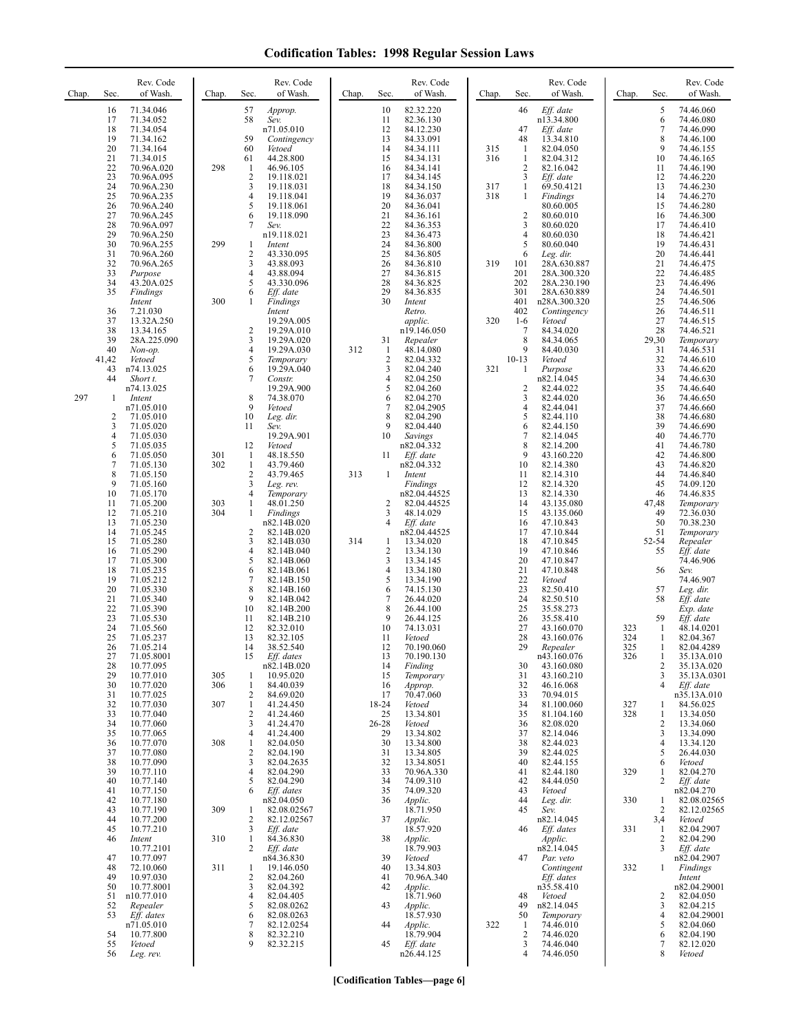# Codification Tables: 1998 Regular Session Laws

| Chap. | Sec. | Rev. Code of Wash. |
|---|---|---|
| | 16 | 71.34.046 |
| | 17 | 71.34.052 |
| | 18 | 71.34.054 |
| | 19 | 71.34.162 |
| | 20 | 71.34.164 |
| | 21 | 71.34.015 |
| | 22 | 70.96A.020 |
| | 23 | 70.96A.095 |
| | 24 | 70.96A.230 |
| | 25 | 70.96A.235 |
| | 26 | 70.96A.240 |
| | 27 | 70.96A.245 |
| | 28 | 70.96A.097 |
| | 29 | 70.96A.250 |
| | 30 | 70.96A.255 |
| | 31 | 70.96A.260 |
| | 32 | 70.96A.265 |
| | 33 | *Purpose* |
| | 34 | 43.20A.025 |
| | 35 | *Findings* |
| | | *Intent* |
| | 36 | 7.21.030 |
| | 37 | 13.32A.250 |
| | 38 | 13.34.165 |
| | 39 | 28A.225.090 |
| | 40 | *Non-op.* |
| | 41,42 | *Vetoed* |
| | 43 | n74.13.025 |
| | 44 | *Short t.* |
| | | n74.13.025 |
| 297 | 1 | *Intent* |
| | | n71.05.010 |
| | 2 | 71.05.010 |
| | 3 | 71.05.020 |
| | 4 | 71.05.030 |
| | 5 | 71.05.035 |
| | 6 | 71.05.050 |
| | 7 | 71.05.130 |
| | 8 | 71.05.150 |
| | 9 | 71.05.160 |
| | 10 | 71.05.170 |
| | 11 | 71.05.200 |
| | 12 | 71.05.210 |
| | 13 | 71.05.230 |
| | 14 | 71.05.245 |
| | 15 | 71.05.280 |
| | 16 | 71.05.290 |
| | 17 | 71.05.300 |
| | 18 | 71.05.235 |
| | 19 | 71.05.212 |
| | 20 | 71.05.330 |
| | 21 | 71.05.340 |
| | 22 | 71.05.390 |
| | 23 | 71.05.530 |
| | 24 | 71.05.560 |
| | 25 | 71.05.237 |
| | 26 | 71.05.214 |
| | 27 | 71.05.8001 |
| | 28 | 10.77.095 |
| | 29 | 10.77.010 |
| | 30 | 10.77.020 |
| | 31 | 10.77.025 |
| | 32 | 10.77.030 |
| | 33 | 10.77.040 |
| | 34 | 10.77.060 |
| | 35 | 10.77.065 |
| | 36 | 10.77.070 |
| | 37 | 10.77.080 |
| | 38 | 10.77.090 |
| | 39 | 10.77.110 |
| | 40 | 10.77.140 |
| | 41 | 10.77.150 |
| | 42 | 10.77.180 |
| | 43 | 10.77.190 |
| | 44 | 10.77.200 |
| | 45 | 10.77.210 |
| | 46 | *Intent* |
| | | 10.77.2101 |
| | 47 | 10.77.097 |
| | 48 | 72.10.060 |
| | 49 | 10.97.030 |
| | 50 | 10.77.8001 |
| | 51 | n10.77.010 |
| | 52 | *Repealer* |
| | 53 | *Eff. dates* |
| | | n71.05.010 |
| | 54 | 10.77.800 |
| | 55 | *Vetoed* |
| | 56 | *Leg. rev.* |
| | 57 | *Approp.* |
| | 58 | *Sev.* |
| | | n71.05.010 |
| | 59 | *Contingency* |
| | 60 | *Vetoed* |
| | 61 | 44.28.800 |
| 298 | 1 | 46.96.105 |
| | 2 | 19.118.021 |
| | 3 | 19.118.031 |
| | 4 | 19.118.041 |
| | 5 | 19.118.061 |
| | 6 | 19.118.090 |
| | 7 | *Sev.* |
| | | n19.118.021 |
| 299 | 1 | *Intent* |
| | 2 | 43.330.095 |
| | 3 | 43.88.093 |
| | 4 | 43.88.094 |
| | 5 | 43.330.096 |
| | 6 | *Eff. date* |
| 300 | 1 | *Findings* |
| | | *Intent* |
| | | 19.29A.005 |
| | 2 | 19.29A.010 |
| | 3 | 19.29A.020 |
| | 4 | 19.29A.030 |
| | 5 | *Temporary* |
| | 6 | 19.29A.040 |
| | 7 | *Constr.* |
| | | 19.29A.900 |
| | 8 | 74.38.070 |
| | 9 | *Vetoed* |
| | 10 | *Leg. dir.* |
| | 11 | *Sev.* |
| | | 19.29A.901 |
| | 12 | *Vetoed* |
| 301 | 1 | 48.18.550 |
| 302 | 1 | 43.79.460 |
| | 2 | 43.79.465 |
| | 3 | *Leg. rev.* |
| | 4 | *Temporary* |
| 303 | 1 | 48.01.250 |
| 304 | 1 | *Findings* |
| | | n82.14B.020 |
| | 2 | 82.14B.020 |
| | 3 | 82.14B.030 |
| | 4 | 82.14B.040 |
| | 5 | 82.14B.060 |
| | 6 | 82.14B.061 |
| | 7 | 82.14B.150 |
| | 8 | 82.14B.160 |
| | 9 | 82.14B.042 |
| | 10 | 82.14B.200 |
| | 11 | 82.14B.210 |
| | 12 | 82.32.010 |
| | 13 | 82.32.105 |
| | 14 | 38.52.540 |
| | 15 | *Eff. dates* |
| | | n82.14B.020 |
| 305 | 1 | 10.95.020 |
| 306 | 1 | 84.40.039 |
| | 2 | 84.69.020 |
| 307 | 1 | 41.24.450 |
| | 2 | 41.24.460 |
| | 3 | 41.24.470 |
| | 4 | 41.24.400 |
| 308 | 1 | 82.04.050 |
| | 2 | 82.04.190 |
| | 3 | 82.04.2635 |
| | 4 | 82.04.290 |
| | 5 | 82.04.290 |
| | 6 | *Eff. dates* |
| | | n82.04.050 |
| 309 | 1 | 82.08.02567 |
| | 2 | 82.12.02567 |
| | 3 | *Eff. date* |
| 310 | 1 | 84.36.830 |
| | 2 | *Eff. date* |
| | | n84.36.830 |
| 311 | 1 | 19.146.050 |
| | 2 | 82.04.260 |
| | 3 | 82.04.392 |
| | 4 | 82.04.405 |
| | 5 | 82.08.0262 |
| | 6 | 82.08.0263 |
| | 7 | 82.12.0254 |
| | 8 | 82.32.210 |
| | 9 | 82.32.215 |
| | 10 | 82.32.220 |
| | 11 | 82.36.130 |
| | 12 | 84.12.230 |
| | 13 | 84.33.091 |
| | 14 | 84.34.111 |
| | 15 | 84.34.131 |
| | 16 | 84.34.141 |
| | 17 | 84.34.145 |
| | 18 | 84.34.150 |
| | 19 | 84.36.037 |
| | 20 | 84.36.041 |
| | 21 | 84.36.161 |
| | 22 | 84.36.353 |
| | 23 | 84.36.473 |
| | 24 | 84.36.800 |
| | 25 | 84.36.805 |
| | 26 | 84.36.810 |
| | 27 | 84.36.815 |
| | 28 | 84.36.825 |
| | 29 | 84.36.835 |
| | 30 | *Intent* |
| | | *Retro.* |
| | | *applic.* |
| | | n19.146.050 |
| | 31 | *Repealer* |
| 312 | 1 | 48.14.080 |
| | 2 | 82.04.332 |
| | 3 | 82.04.240 |
| | 4 | 82.04.250 |
| | 5 | 82.04.260 |
| | 6 | 82.04.270 |
| | 7 | 82.04.2905 |
| | 8 | 82.04.290 |
| | 9 | 82.04.440 |
| | 10 | *Savings* |
| | | n82.04.332 |
| | 11 | *Eff. date* |
| | | n82.04.332 |
| 313 | 1 | *Intent* |
| | | *Findings* |
| | | n82.04.44525 |
| | 2 | 82.04.44525 |
| | 3 | 48.14.029 |
| | 4 | *Eff. date* |
| | | n82.04.44525 |
| 314 | 1 | 13.34.020 |
| | 2 | 13.34.130 |
| | 3 | 13.34.145 |
| | 4 | 13.34.180 |
| | 5 | 13.34.190 |
| | 6 | 74.15.130 |
| | 7 | 26.44.020 |
| | 8 | 26.44.100 |
| | 9 | 26.44.125 |
| | 10 | 74.13.031 |
| | 11 | *Vetoed* |
| | 12 | 70.190.060 |
| | 13 | 70.190.130 |
| | 14 | *Finding* |
| | 15 | *Temporary* |
| | 16 | *Approp.* |
| | 17 | 70.47.060 |
| | 18-24 | *Vetoed* |
| | 25 | 13.34.801 |
| | 26-28 | *Vetoed* |
| | 29 | 13.34.802 |
| | 30 | 13.34.800 |
| | 31 | 13.34.805 |
| | 32 | 13.34.8051 |
| | 33 | 70.96A.330 |
| | 34 | 74.09.310 |
| | 35 | 74.09.320 |
| | 36 | *Applic.* |
| | | 18.71.950 |
| | 37 | *Applic.* |
| | | 18.57.920 |
| | 38 | *Applic.* |
| | | 18.79.903 |
| | 39 | *Vetoed* |
| | 40 | 13.34.803 |
| | 41 | 70.96A.340 |
| | 42 | *Applic.* |
| | | 18.71.960 |
| | 43 | *Applic.* |
| | | 18.57.930 |
| | 44 | *Applic.* |
| | | 18.79.904 |
| | 45 | *Eff. date* |
| | | n26.44.125 |
| | 46 | *Eff. date* |
| | | n13.34.800 |
| | 47 | *Eff. date* |
| | 48 | 13.34.810 |
| 315 | 1 | 82.04.050 |
| 316 | 1 | 82.04.312 |
| | 2 | 82.16.042 |
| | 3 | *Eff. date* |
| 317 | 1 | 69.50.4121 |
| 318 | 1 | *Findings* |
| | | 80.60.005 |
| | 2 | 80.60.010 |
| | 3 | 80.60.020 |
| | 4 | 80.60.030 |
| | 5 | 80.60.040 |
| | 6 | *Leg. dir.* |
| 319 | 101 | 28A.630.887 |
| | 201 | 28A.300.320 |
| | 202 | 28A.230.190 |
| | 301 | 28A.630.889 |
| | 401 | n28A.300.320 |
| | 402 | *Contingency* |
| 320 | 1-6 | *Vetoed* |
| | 7 | 84.34.020 |
| | 8 | 84.34.065 |
| | 9 | 84.40.030 |
| | 10-13 | *Vetoed* |
| 321 | 1 | *Purpose* |
| | | n82.14.045 |
| | 2 | 82.44.022 |
| | 3 | 82.44.020 |
| | 4 | 82.44.041 |
| | 5 | 82.44.110 |
| | 6 | 82.44.150 |
| | 7 | 82.14.045 |
| | 8 | 82.14.200 |
| | 9 | 43.160.220 |
| | 10 | 82.14.380 |
| | 11 | 82.14.310 |
| | 12 | 82.14.320 |
| | 13 | 82.14.330 |
| | 14 | 43.135.080 |
| | 15 | 43.135.060 |
| | 16 | 47.10.843 |
| | 17 | 47.10.844 |
| | 18 | 47.10.845 |
| | 19 | 47.10.846 |
| | 20 | 47.10.847 |
| | 21 | 47.10.848 |
| | 22 | *Vetoed* |
| | 23 | 82.50.410 |
| | 24 | 82.50.510 |
| | 25 | 35.58.273 |
| | 26 | 35.58.410 |
| | 27 | 43.160.070 |
| | 28 | 43.160.076 |
| | 29 | *Repealer* |
| | | n43.160.076 |
| | 30 | 43.160.080 |
| | 31 | 43.160.210 |
| | 32 | 46.16.068 |
| | 33 | 70.94.015 |
| | 34 | 81.100.060 |
| | 35 | 81.104.160 |
| | 36 | 82.08.020 |
| | 37 | 82.14.046 |
| | 38 | 82.43.023 |
| | 39 | 82.44.025 |
| | 40 | 82.44.155 |
| | 41 | 82.44.180 |
| | 42 | 84.44.050 |
| | 43 | *Vetoed* |
| | 44 | *Leg. dir.* |
| | 45 | *Sev.* |
| | | n82.14.045 |
| | 46 | *Eff. dates* |
| | | *Applic.* |
| | | n82.14.045 |
| | 47 | *Par. veto* |
| | | *Contingent* |
| | | *Eff. dates* |
| | | n35.58.410 |
| | 48 | *Vetoed* |
| | 49 | n82.14.045 |
| | 50 | *Temporary* |
| 322 | 1 | 74.46.010 |
| | 2 | 74.46.020 |
| | 3 | 74.46.040 |
| | 4 | 74.46.050 |
| | 5 | 74.46.060 |
| | 6 | 74.46.080 |
| | 7 | 74.46.090 |
| | 8 | 74.46.100 |
| | 9 | 74.46.155 |
| | 10 | 74.46.165 |
| | 11 | 74.46.190 |
| | 12 | 74.46.220 |
| | 13 | 74.46.230 |
| | 14 | 74.46.270 |
| | 15 | 74.46.280 |
| | 16 | 74.46.300 |
| | 17 | 74.46.410 |
| | 18 | 74.46.421 |
| | 19 | 74.46.431 |
| | 20 | 74.46.441 |
| | 21 | 74.46.475 |
| | 22 | 74.46.485 |
| | 23 | 74.46.496 |
| | 24 | 74.46.501 |
| | 25 | 74.46.506 |
| | 26 | 74.46.511 |
| | 27 | 74.46.515 |
| | 28 | 74.46.521 |
| | 29,30 | *Temporary* |
| | 31 | 74.46.531 |
| | 32 | 74.46.610 |
| | 33 | 74.46.620 |
| | 34 | 74.46.630 |
| | 35 | 74.46.640 |
| | 36 | 74.46.650 |
| | 37 | 74.46.660 |
| | 38 | 74.46.680 |
| | 39 | 74.46.690 |
| | 40 | 74.46.770 |
| | 41 | 74.46.780 |
| | 42 | 74.46.800 |
| | 43 | 74.46.820 |
| | 44 | 74.46.840 |
| | 45 | 74.09.120 |
| | 46 | 74.46.835 |
| | 47,48 | *Temporary* |
| | 49 | 72.36.030 |
| | 50 | 70.38.230 |
| | 51 | *Temporary* |
| | 52-54 | *Repealer* |
| | 55 | *Eff. date* |
| | | 74.46.906 |
| | 56 | *Sev.* |
| | | 74.46.907 |
| | 57 | *Leg. dir.* |
| | 58 | *Eff. date* |
| | | *Exp. date* |
| | 59 | *Eff. date* |
| 323 | 1 | 48.14.0201 |
| 324 | 1 | 82.04.367 |
| 325 | 1 | 82.04.4289 |
| 326 | 1 | 35.13A.010 |
| | 2 | 35.13A.020 |
| | 3 | 35.13A.0301 |
| | 4 | *Eff. date* |
| | | n35.13A.010 |
| 327 | 1 | 84.56.025 |
| 328 | 1 | 13.34.050 |
| | 2 | 13.34.060 |
| | 3 | 13.34.090 |
| | 4 | 13.34.120 |
| | 5 | 26.44.030 |
| | 6 | *Vetoed* |
| 329 | 1 | 82.04.270 |
| | 2 | *Eff. date* |
| | | n82.04.270 |
| 330 | 1 | 82.08.02565 |
| | 2 | 82.12.02565 |
| | 3,4 | *Vetoed* |
| 331 | 1 | 82.04.2907 |
| | 2 | 82.04.290 |
| | 3 | *Eff. date* |
| | | n82.04.2907 |
| 332 | 1 | *Findings* |
| | | *Intent* |
| | | n82.04.29001 |
| | 2 | 82.04.050 |
| | 3 | 82.04.215 |
| | 4 | 82.04.29001 |
| | 5 | 82.04.060 |
| | 6 | 82.04.190 |
| | 7 | 82.12.020 |
| | 8 | *Vetoed* |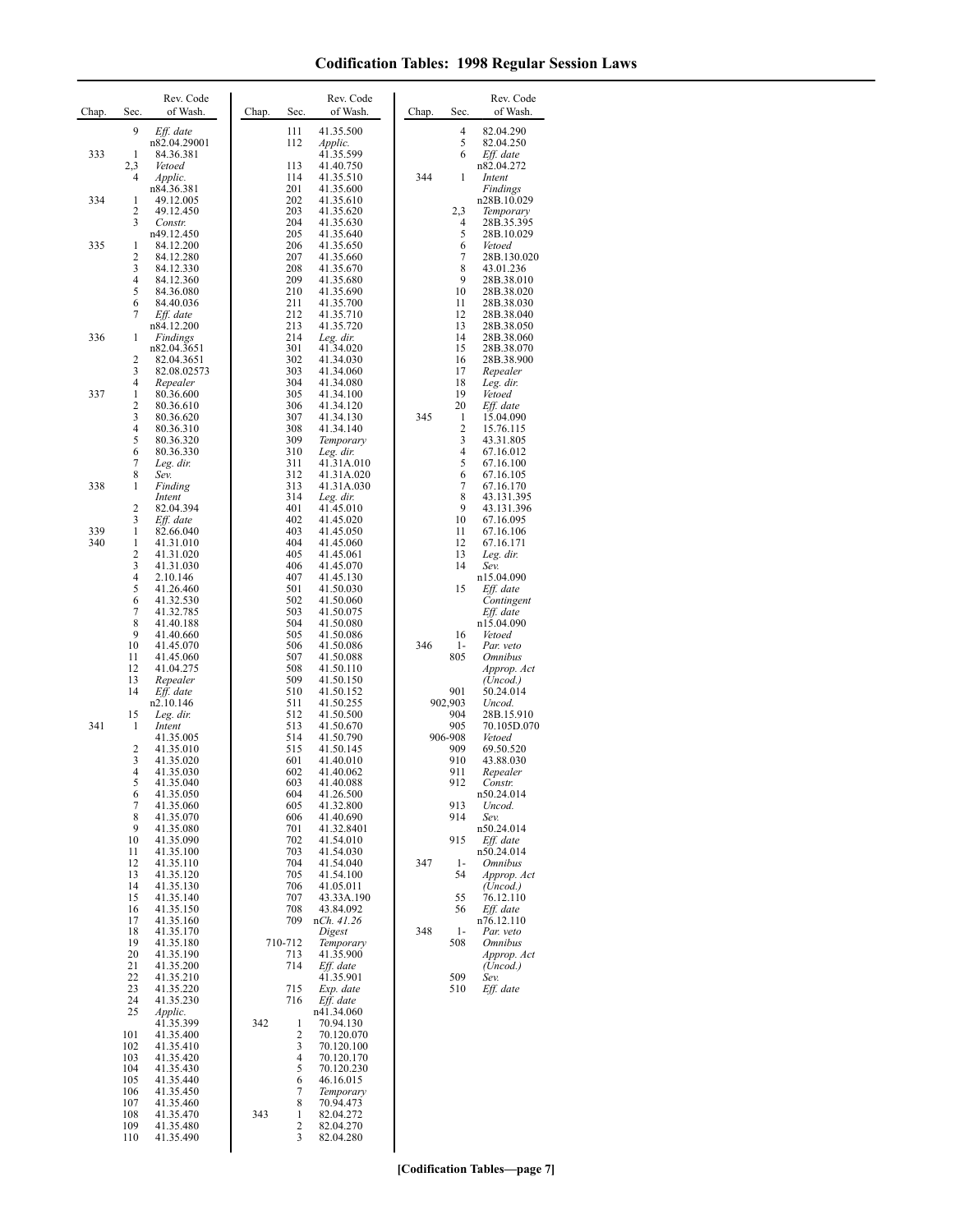## Codification Tables: 1998 Regular Session Laws

| Chap. | Sec. | Rev. Code of Wash. |
|---|---|---|
| | 9 | *Eff. date* n82.04.29001 |
| 333 | 1 | 84.36.381 |
| | 2,3 | *Vetoed* |
| | 4 | *Applic.* n84.36.381 |
| 334 | 1 | 49.12.005 |
| | 2 | 49.12.450 |
| | 3 | *Constr.* n49.12.450 |
| 335 | 1 | 84.12.200 |
| | 2 | 84.12.280 |
| | 3 | 84.12.330 |
| | 4 | 84.12.360 |
| | 5 | 84.36.080 |
| | 6 | 84.40.036 |
| | 7 | *Eff. date* n84.12.200 |
| 336 | 1 | *Findings* n82.04.3651 |
| | 2 | 82.04.3651 |
| | 3 | 82.08.02573 |
| | 4 | *Repealer* |
| 337 | 1 | 80.36.600 |
| | 2 | 80.36.610 |
| | 3 | 80.36.620 |
| | 4 | 80.36.310 |
| | 5 | 80.36.320 |
| | 6 | 80.36.330 |
| | 7 | *Leg. dir.* |
| | 8 | *Sev.* |
| 338 | 1 | *Finding Intent* |
| | 2 | 82.04.394 |
| | 3 | *Eff. date* |
| 339 | 1 | 82.66.040 |
| 340 | 1 | 41.31.010 |
| | 2 | 41.31.020 |
| | 3 | 41.31.030 |
| | 4 | 2.10.146 |
| | 5 | 41.26.460 |
| | 6 | 41.32.530 |
| | 7 | 41.32.785 |
| | 8 | 41.40.188 |
| | 9 | 41.40.660 |
| | 10 | 41.45.070 |
| | 11 | 41.45.060 |
| | 12 | 41.04.275 |
| | 13 | *Repealer* |
| | 14 | *Eff. date* n2.10.146 |
| | 15 | *Leg. dir.* |
| 341 | 1 | *Intent* 41.35.005 |
| | 2 | 41.35.010 |
| | 3 | 41.35.020 |
| | 4 | 41.35.030 |
| | 5 | 41.35.040 |
| | 6 | 41.35.050 |
| | 7 | 41.35.060 |
| | 8 | 41.35.070 |
| | 9 | 41.35.080 |
| | 10 | 41.35.090 |
| | 11 | 41.35.100 |
| | 12 | 41.35.110 |
| | 13 | 41.35.120 |
| | 14 | 41.35.130 |
| | 15 | 41.35.140 |
| | 16 | 41.35.150 |
| | 17 | 41.35.160 |
| | 18 | 41.35.170 |
| | 19 | 41.35.180 |
| | 20 | 41.35.190 |
| | 21 | 41.35.200 |
| | 22 | 41.35.210 |
| | 23 | 41.35.220 |
| | 24 | 41.35.230 |
| | 25 | *Applic.* 41.35.399 |
| | 101 | 41.35.400 |
| | 102 | 41.35.410 |
| | 103 | 41.35.420 |
| | 104 | 41.35.430 |
| | 105 | 41.35.440 |
| | 106 | 41.35.450 |
| | 107 | 41.35.460 |
| | 108 | 41.35.470 |
| | 109 | 41.35.480 |
| | 110 | 41.35.490 |
| | 111 | 41.35.500 |
| | 112 | *Applic.* 41.35.599 |
| | 113 | 41.40.750 |
| | 114 | 41.35.510 |
| | 201 | 41.35.600 |
| | 202 | 41.35.610 |
| | 203 | 41.35.620 |
| | 204 | 41.35.630 |
| | 205 | 41.35.640 |
| | 206 | 41.35.650 |
| | 207 | 41.35.660 |
| | 208 | 41.35.670 |
| | 209 | 41.35.680 |
| | 210 | 41.35.690 |
| | 211 | 41.35.700 |
| | 212 | 41.35.710 |
| | 213 | 41.35.720 |
| | 214 | *Leg. dir.* |
| | 301 | 41.34.020 |
| | 302 | 41.34.030 |
| | 303 | 41.34.060 |
| | 304 | 41.34.080 |
| | 305 | 41.34.100 |
| | 306 | 41.34.120 |
| | 307 | 41.34.130 |
| | 308 | 41.34.140 |
| | 309 | *Temporary* |
| | 310 | *Leg. dir.* |
| | 311 | 41.31A.010 |
| | 312 | 41.31A.020 |
| | 313 | 41.31A.030 |
| | 314 | *Leg. dir.* |
| | 401 | 41.45.010 |
| | 402 | 41.45.020 |
| | 403 | 41.45.050 |
| | 404 | 41.45.060 |
| | 405 | 41.45.061 |
| | 406 | 41.45.070 |
| | 407 | 41.45.130 |
| | 501 | 41.50.030 |
| | 502 | 41.50.060 |
| | 503 | 41.50.075 |
| | 504 | 41.50.080 |
| | 505 | 41.50.086 |
| | 506 | 41.50.086 |
| | 507 | 41.50.088 |
| | 508 | 41.50.110 |
| | 509 | 41.50.150 |
| | 510 | 41.50.152 |
| | 511 | 41.50.255 |
| | 512 | 41.50.500 |
| | 513 | 41.50.670 |
| | 514 | 41.50.790 |
| | 515 | 41.50.145 |
| | 601 | 41.40.010 |
| | 602 | 41.40.062 |
| | 603 | 41.40.088 |
| | 604 | 41.26.500 |
| | 605 | 41.32.800 |
| | 606 | 41.40.690 |
| | 701 | 41.32.8401 |
| | 702 | 41.54.010 |
| | 703 | 41.54.030 |
| | 704 | 41.54.040 |
| | 705 | 41.54.100 |
| | 706 | 41.05.011 |
| | 707 | 43.33A.190 |
| | 708 | 43.84.092 |
| | 709 | n*Ch. 41.26 Digest* |
| | 710-712 | *Temporary* |
| | 713 | 41.35.900 |
| | 714 | *Eff. date* 41.35.901 |
| | 715 | *Exp. date* |
| | 716 | *Eff. date* n41.34.060 |
| 342 | 1 | 70.94.130 |
| | 2 | 70.120.070 |
| | 3 | 70.120.100 |
| | 4 | 70.120.170 |
| | 5 | 70.120.230 |
| | 6 | 46.16.015 |
| | 7 | *Temporary* |
| | 8 | 70.94.473 |
| 343 | 1 | 82.04.272 |
| | 2 | 82.04.270 |
| | 3 | 82.04.280 |
| | 4 | 82.04.290 |
| | 5 | 82.04.250 |
| | 6 | *Eff. date* n82.04.272 |
| 344 | 1 | *Intent Findings* n28B.10.029 |
| | 2,3 | *Temporary* |
| | 4 | 28B.35.395 |
| | 5 | 28B.10.029 |
| | 6 | *Vetoed* |
| | 7 | 28B.130.020 |
| | 8 | 43.01.236 |
| | 9 | 28B.38.010 |
| | 10 | 28B.38.020 |
| | 11 | 28B.38.030 |
| | 12 | 28B.38.040 |
| | 13 | 28B.38.050 |
| | 14 | 28B.38.060 |
| | 15 | 28B.38.070 |
| | 16 | 28B.38.900 |
| | 17 | *Repealer* |
| | 18 | *Leg. dir.* |
| | 19 | *Vetoed* |
| | 20 | *Eff. date* |
| 345 | 1 | 15.04.090 |
| | 2 | 15.76.115 |
| | 3 | 43.31.805 |
| | 4 | 67.16.012 |
| | 5 | 67.16.100 |
| | 6 | 67.16.105 |
| | 7 | 67.16.170 |
| | 8 | 43.131.395 |
| | 9 | 43.131.396 |
| | 10 | 67.16.095 |
| | 11 | 67.16.106 |
| | 12 | 67.16.171 |
| | 13 | *Leg. dir.* |
| | 14 | *Sev.* n15.04.090 |
| | 15 | *Eff. date Contingent Eff. date* n15.04.090 |
| | 16 | *Vetoed* |
| 346 | 1-805 | *Par. veto Omnibus Approp. Act (Uncod.)* |
| | 901 | 50.24.014 |
| | 902,903 | *Uncod.* |
| | 904 | 28B.15.910 |
| | 905 | 70.105D.070 |
| | 906-908 | *Vetoed* |
| | 909 | 69.50.520 |
| | 910 | 43.88.030 |
| | 911 | *Repealer* |
| | 912 | *Constr.* n50.24.014 |
| | 913 | *Uncod.* |
| | 914 | *Sev.* n50.24.014 |
| | 915 | *Eff. date* n50.24.014 |
| 347 | 1-54 | *Omnibus Approp. Act (Uncod.)* |
| | 55 | 76.12.110 |
| | 56 | *Eff. date* n76.12.110 |
| 348 | 1-508 | *Par. veto Omnibus Approp. Act (Uncod.)* |
| | 509 | *Sev.* |
| | 510 | *Eff. date* |